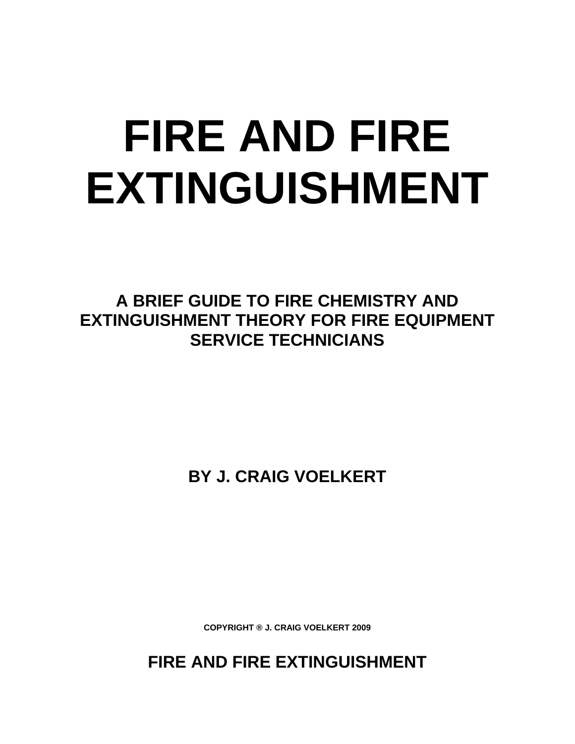# FIRE AND FIRE EXTINGUISHMENT

## A BRIEF GUIDE TO FIRE CHEMISTRY AND EXTINGUISHMENT THEORY FOR FIRE EQUIPMENT SERVICE TECHNICIANS

**BY J. CRAIG VOELKERT**

**COPYRIGHT ® J. CRAIG VOELKERT 2009**

## FIRE AND FIRE EXTINGUISHMENT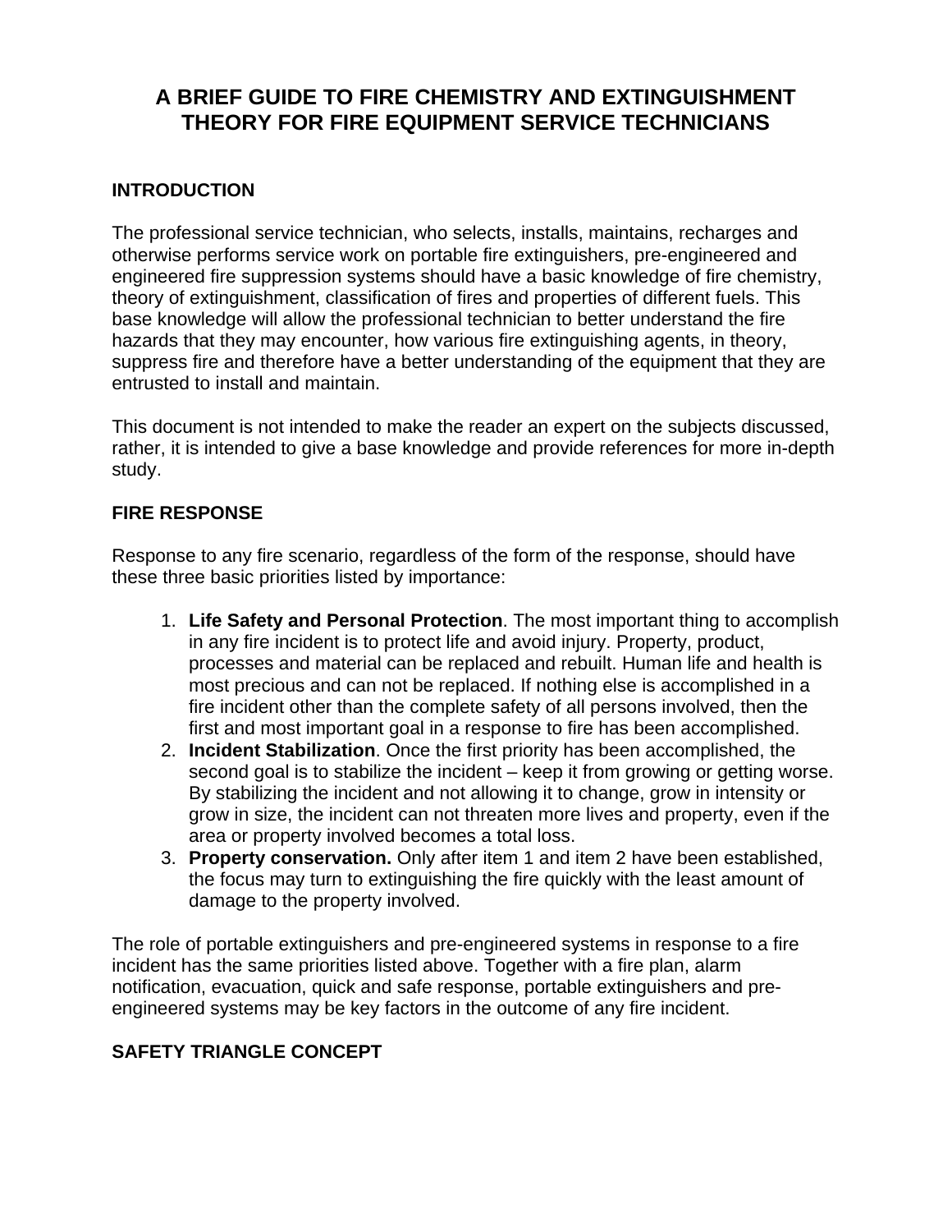# A BRIEF GUIDE TO FIRE CHEMISTRY AND EXTINGUISHMENT THEORY FOR FIRE EQUIPMENT SERVICE TECHNICIANS

## INTRODUCTION

The professional service technician, who selects, installs, maintains, recharges and otherwise performs service work on portable fire extinguishers, pre-engineered and engineered fire suppression systems should have a basic knowledge of fire chemistry, theory of extinguishment, classification of fires and properties of different fuels. This base knowledge will allow the professional technician to better understand the fire hazards that they may encounter, how various fire extinguishing agents, in theory, suppress fire and therefore have a better understanding of the equipment that they are entrusted to install and maintain.

This document is not intended to make the reader an expert on the subjects discussed, rather, it is intended to give a base knowledge and provide references for more in-depth study.

## FIRE RESPONSE

Response to any fire scenario, regardless of the form of the response, should have these three basic priorities listed by importance:

1. **Life Safety and Personal Protection**. The most important thing to accomplish in any fire incident is to protect life and avoid injury. Property, product, processes and material can be replaced and rebuilt. Human life and health is most precious and can not be replaced. If nothing else is accomplished in a fire incident other than the complete safety of all persons involved, then the first and most important goal in a response to fire has been accomplished.
2. **Incident Stabilization**. Once the first priority has been accomplished, the second goal is to stabilize the incident – keep it from growing or getting worse. By stabilizing the incident and not allowing it to change, grow in intensity or grow in size, the incident can not threaten more lives and property, even if the area or property involved becomes a total loss.
3. **Property conservation.** Only after item 1 and item 2 have been established, the focus may turn to extinguishing the fire quickly with the least amount of damage to the property involved.

The role of portable extinguishers and pre-engineered systems in response to a fire incident has the same priorities listed above. Together with a fire plan, alarm notification, evacuation, quick and safe response, portable extinguishers and pre-engineered systems may be key factors in the outcome of any fire incident.

## SAFETY TRIANGLE CONCEPT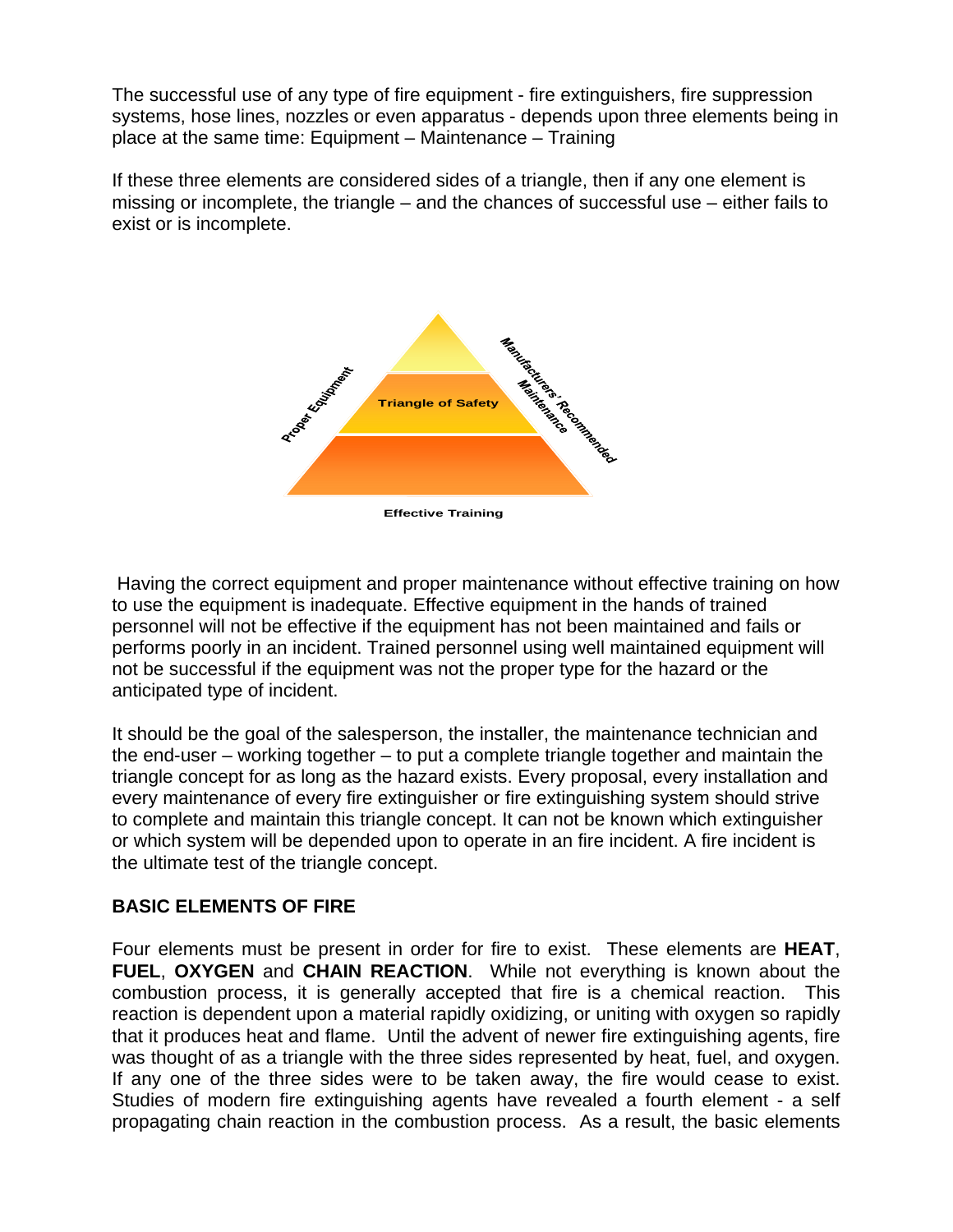The successful use of any type of fire equipment - fire extinguishers, fire suppression systems, hose lines, nozzles or even apparatus - depends upon three elements being in place at the same time: Equipment – Maintenance – Training

If these three elements are considered sides of a triangle, then if any one element is missing or incomplete, the triangle – and the chances of successful use – either fails to exist or is incomplete.

Proper Equipment

Triangle of Safety

Manufacturers' Recommended Maintenance

Effective Training

Having the correct equipment and proper maintenance without effective training on how to use the equipment is inadequate. Effective equipment in the hands of trained personnel will not be effective if the equipment has not been maintained and fails or performs poorly in an incident. Trained personnel using well maintained equipment will not be successful if the equipment was not the proper type for the hazard or the anticipated type of incident.

It should be the goal of the salesperson, the installer, the maintenance technician and the end-user – working together – to put a complete triangle together and maintain the triangle concept for as long as the hazard exists. Every proposal, every installation and every maintenance of every fire extinguisher or fire extinguishing system should strive to complete and maintain this triangle concept. It can not be known which extinguisher or which system will be depended upon to operate in an fire incident. A fire incident is the ultimate test of the triangle concept.

## BASIC ELEMENTS OF FIRE

Four elements must be present in order for fire to exist. These elements are **HEAT**, **FUEL**, **OXYGEN** and **CHAIN REACTION**. While not everything is known about the combustion process, it is generally accepted that fire is a chemical reaction. This reaction is dependent upon a material rapidly oxidizing, or uniting with oxygen so rapidly that it produces heat and flame. Until the advent of newer fire extinguishing agents, fire was thought of as a triangle with the three sides represented by heat, fuel, and oxygen. If any one of the three sides were to be taken away, the fire would cease to exist. Studies of modern fire extinguishing agents have revealed a fourth element - a self propagating chain reaction in the combustion process. As a result, the basic elements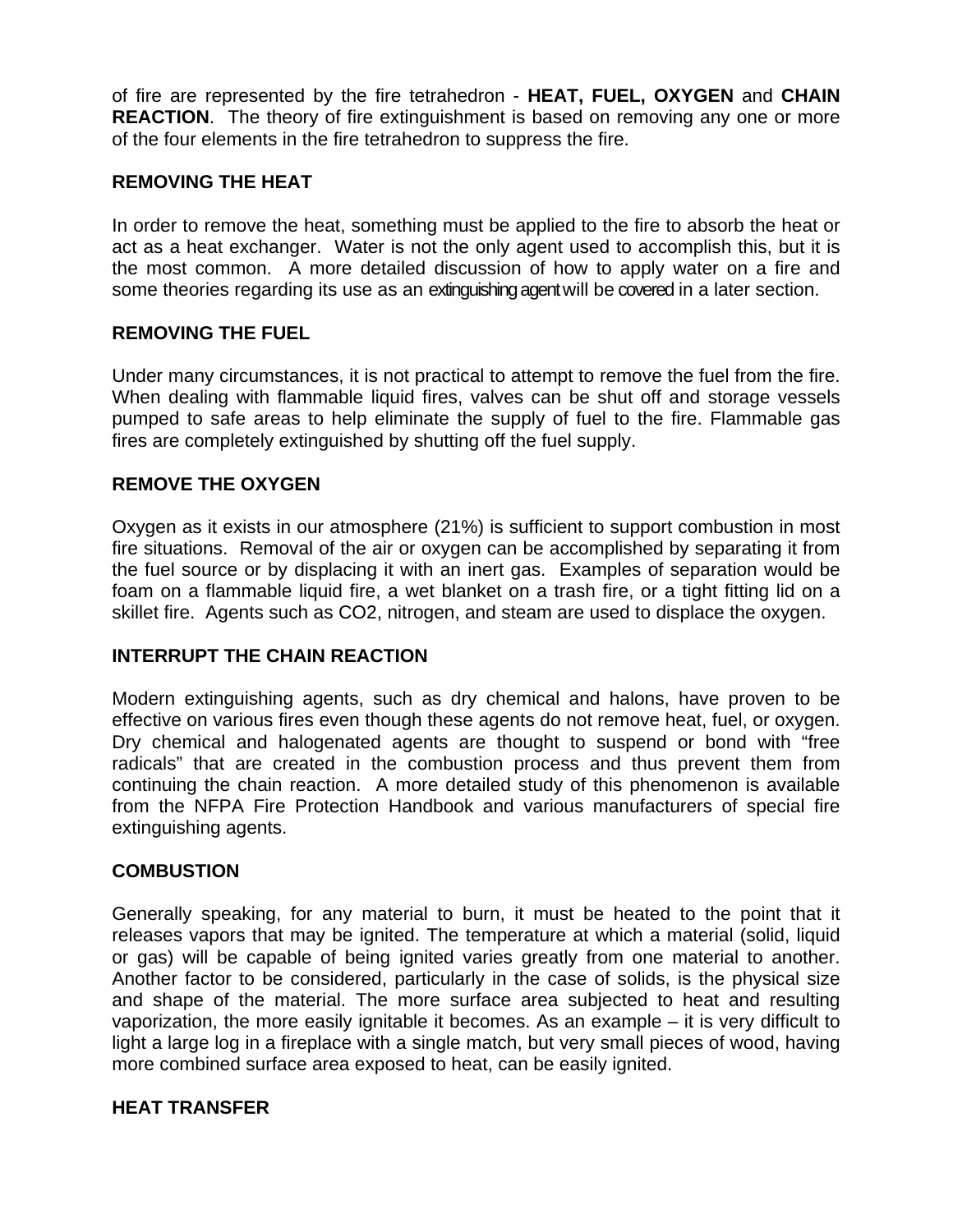of fire are represented by the fire tetrahedron - **HEAT, FUEL, OXYGEN** and **CHAIN REACTION**. The theory of fire extinguishment is based on removing any one or more of the four elements in the fire tetrahedron to suppress the fire.

**REMOVING THE HEAT**

In order to remove the heat, something must be applied to the fire to absorb the heat or act as a heat exchanger. Water is not the only agent used to accomplish this, but it is the most common. A more detailed discussion of how to apply water on a fire and some theories regarding its use as an extinguishing agent will be covered in a later section.

**REMOVING THE FUEL**

Under many circumstances, it is not practical to attempt to remove the fuel from the fire. When dealing with flammable liquid fires, valves can be shut off and storage vessels pumped to safe areas to help eliminate the supply of fuel to the fire. Flammable gas fires are completely extinguished by shutting off the fuel supply.

**REMOVE THE OXYGEN**

Oxygen as it exists in our atmosphere (21%) is sufficient to support combustion in most fire situations. Removal of the air or oxygen can be accomplished by separating it from the fuel source or by displacing it with an inert gas. Examples of separation would be foam on a flammable liquid fire, a wet blanket on a trash fire, or a tight fitting lid on a skillet fire. Agents such as $CO_2$, nitrogen, and steam are used to displace the oxygen.

**INTERRUPT THE CHAIN REACTION**

Modern extinguishing agents, such as dry chemical and halons, have proven to be effective on various fires even though these agents do not remove heat, fuel, or oxygen. Dry chemical and halogenated agents are thought to suspend or bond with "free radicals" that are created in the combustion process and thus prevent them from continuing the chain reaction. A more detailed study of this phenomenon is available from the NFPA Fire Protection Handbook and various manufacturers of special fire extinguishing agents.

**COMBUSTION**

Generally speaking, for any material to burn, it must be heated to the point that it releases vapors that may be ignited. The temperature at which a material (solid, liquid or gas) will be capable of being ignited varies greatly from one material to another. Another factor to be considered, particularly in the case of solids, is the physical size and shape of the material. The more surface area subjected to heat and resulting vaporization, the more easily ignitable it becomes. As an example – it is very difficult to light a large log in a fireplace with a single match, but very small pieces of wood, having more combined surface area exposed to heat, can be easily ignited.

**HEAT TRANSFER**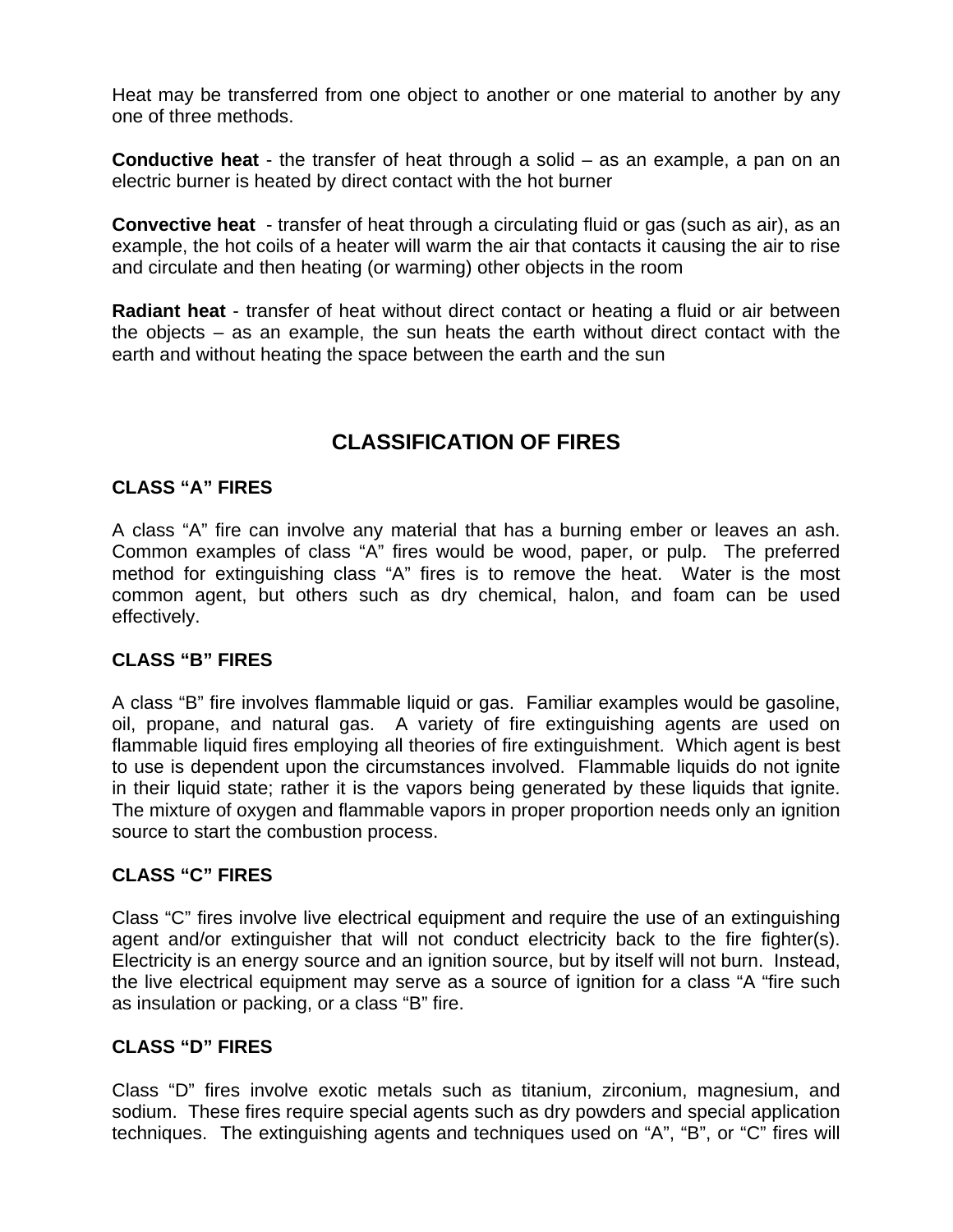Heat may be transferred from one object to another or one material to another by any one of three methods.

**Conductive heat** - the transfer of heat through a solid – as an example, a pan on an electric burner is heated by direct contact with the hot burner

**Convective heat** - transfer of heat through a circulating fluid or gas (such as air), as an example, the hot coils of a heater will warm the air that contacts it causing the air to rise and circulate and then heating (or warming) other objects in the room

**Radiant heat** - transfer of heat without direct contact or heating a fluid or air between the objects – as an example, the sun heats the earth without direct contact with the earth and without heating the space between the earth and the sun

## CLASSIFICATION OF FIRES

### CLASS "A" FIRES

A class "A" fire can involve any material that has a burning ember or leaves an ash. Common examples of class "A" fires would be wood, paper, or pulp. The preferred method for extinguishing class "A" fires is to remove the heat. Water is the most common agent, but others such as dry chemical, halon, and foam can be used effectively.

### CLASS "B" FIRES

A class "B" fire involves flammable liquid or gas. Familiar examples would be gasoline, oil, propane, and natural gas. A variety of fire extinguishing agents are used on flammable liquid fires employing all theories of fire extinguishment. Which agent is best to use is dependent upon the circumstances involved. Flammable liquids do not ignite in their liquid state; rather it is the vapors being generated by these liquids that ignite. The mixture of oxygen and flammable vapors in proper proportion needs only an ignition source to start the combustion process.

### CLASS "C" FIRES

Class "C" fires involve live electrical equipment and require the use of an extinguishing agent and/or extinguisher that will not conduct electricity back to the fire fighter(s). Electricity is an energy source and an ignition source, but by itself will not burn. Instead, the live electrical equipment may serve as a source of ignition for a class "A "fire such as insulation or packing, or a class "B" fire.

### CLASS "D" FIRES

Class "D" fires involve exotic metals such as titanium, zirconium, magnesium, and sodium. These fires require special agents such as dry powders and special application techniques. The extinguishing agents and techniques used on "A", "B", or "C" fires will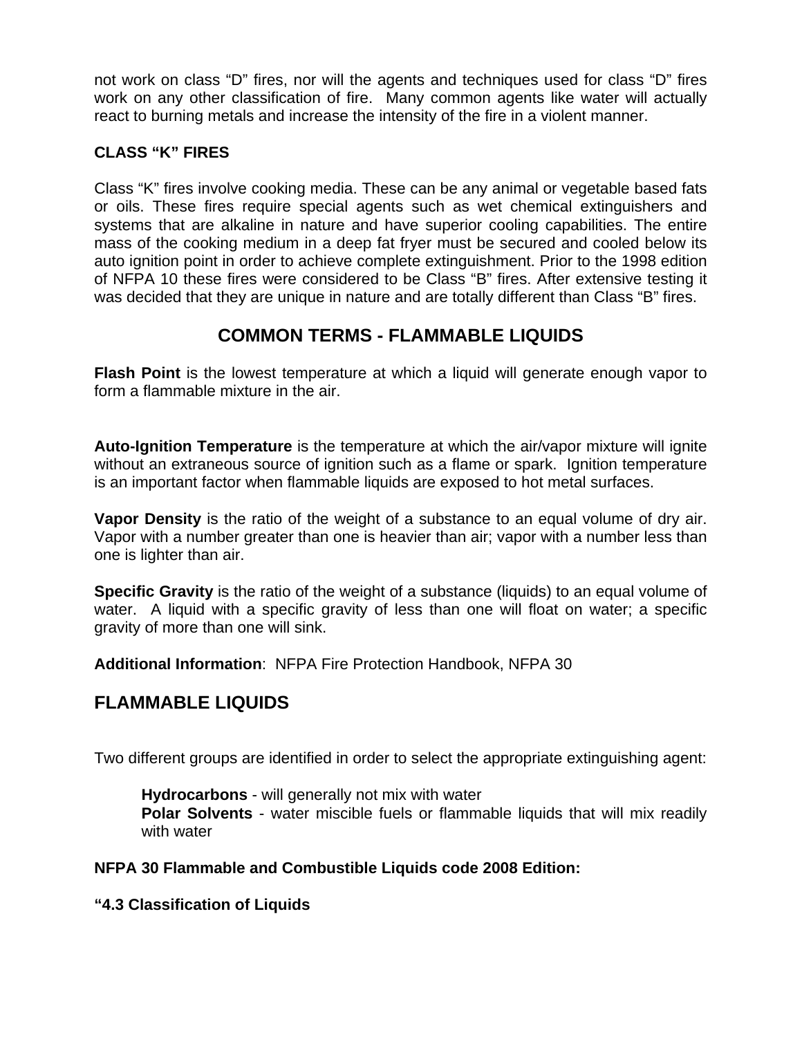not work on class “D” fires, nor will the agents and techniques used for class “D” fires work on any other classification of fire. Many common agents like water will actually react to burning metals and increase the intensity of the fire in a violent manner.

**CLASS “K” FIRES**

Class “K” fires involve cooking media. These can be any animal or vegetable based fats or oils. These fires require special agents such as wet chemical extinguishers and systems that are alkaline in nature and have superior cooling capabilities. The entire mass of the cooking medium in a deep fat fryer must be secured and cooled below its auto ignition point in order to achieve complete extinguishment. Prior to the 1998 edition of NFPA 10 these fires were considered to be Class “B” fires. After extensive testing it was decided that they are unique in nature and are totally different than Class “B” fires.

## COMMON TERMS - FLAMMABLE LIQUIDS

**Flash Point** is the lowest temperature at which a liquid will generate enough vapor to form a flammable mixture in the air.

**Auto-Ignition Temperature** is the temperature at which the air/vapor mixture will ignite without an extraneous source of ignition such as a flame or spark. Ignition temperature is an important factor when flammable liquids are exposed to hot metal surfaces.

**Vapor Density** is the ratio of the weight of a substance to an equal volume of dry air. Vapor with a number greater than one is heavier than air; vapor with a number less than one is lighter than air.

**Specific Gravity** is the ratio of the weight of a substance (liquids) to an equal volume of water. A liquid with a specific gravity of less than one will float on water; a specific gravity of more than one will sink.

**Additional Information**: NFPA Fire Protection Handbook, NFPA 30

## FLAMMABLE LIQUIDS

Two different groups are identified in order to select the appropriate extinguishing agent:

> **Hydrocarbons** - will generally not mix with water
> **Polar Solvents** - water miscible fuels or flammable liquids that will mix readily with water

**NFPA 30 Flammable and Combustible Liquids code 2008 Edition:**

**“4.3 Classification of Liquids**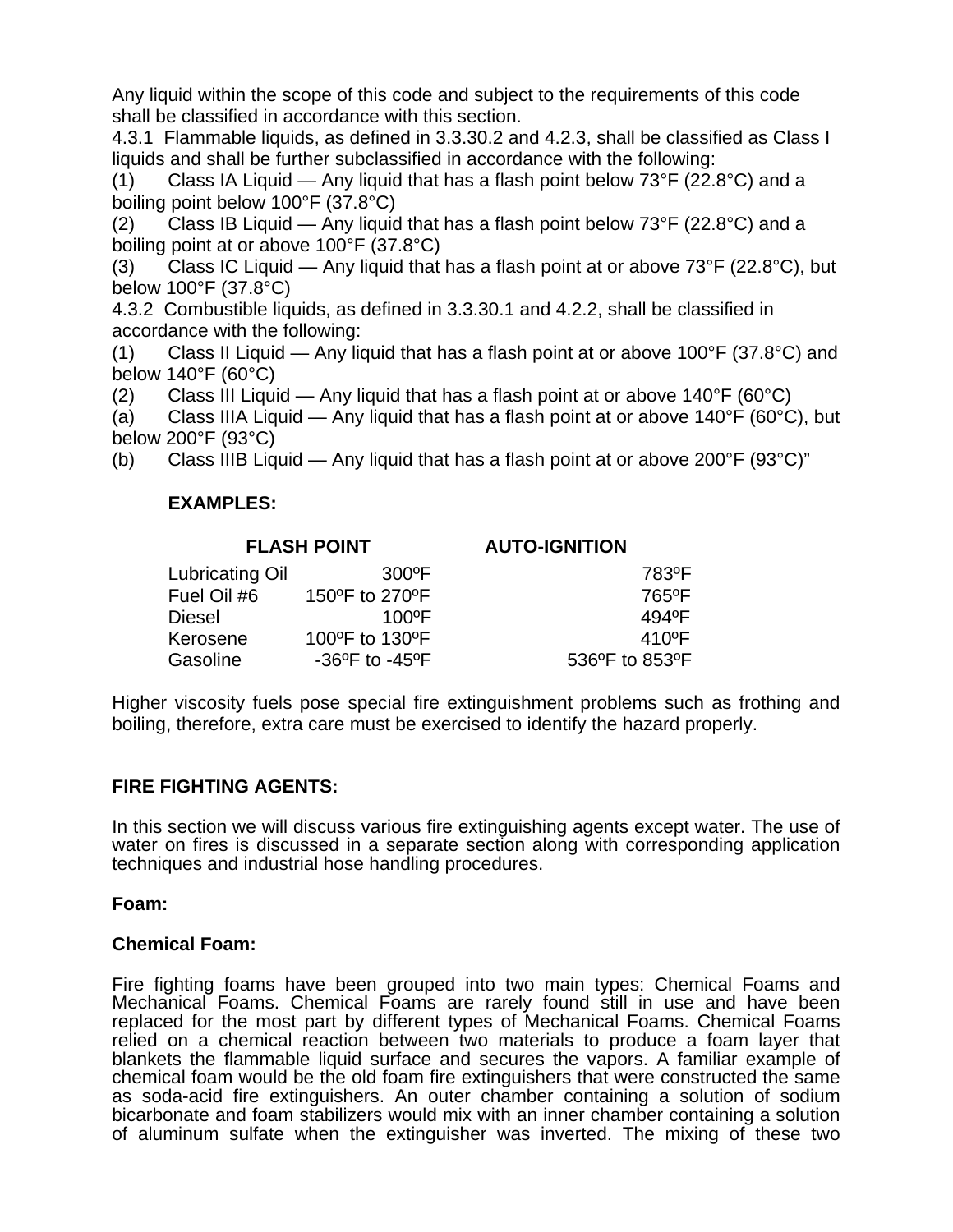Any liquid within the scope of this code and subject to the requirements of this code shall be classified in accordance with this section.

4.3.1 Flammable liquids, as defined in 3.3.30.2 and 4.2.3, shall be classified as Class I liquids and shall be further subclassified in accordance with the following:

(1) Class IA Liquid — Any liquid that has a flash point below 73°F (22.8°C) and a boiling point below 100°F (37.8°C)

(2) Class IB Liquid — Any liquid that has a flash point below 73°F (22.8°C) and a boiling point at or above 100°F (37.8°C)

(3) Class IC Liquid — Any liquid that has a flash point at or above 73°F (22.8°C), but below 100°F (37.8°C)

4.3.2 Combustible liquids, as defined in 3.3.30.1 and 4.2.2, shall be classified in accordance with the following:

(1) Class II Liquid — Any liquid that has a flash point at or above 100°F (37.8°C) and below 140°F (60°C)

(2) Class III Liquid — Any liquid that has a flash point at or above 140°F (60°C)

(a) Class IIIA Liquid — Any liquid that has a flash point at or above 140°F (60°C), but below 200°F (93°C)

(b) Class IIIB Liquid — Any liquid that has a flash point at or above 200°F (93°C)"

**EXAMPLES:**

| | FLASH POINT | AUTO-IGNITION |
|---|---|---|
| Lubricating Oil | 300ºF | 783ºF |
| Fuel Oil #6 | 150ºF to 270ºF | 765ºF |
| Diesel | 100ºF | 494ºF |
| Kerosene | 100ºF to 130ºF | 410ºF |
| Gasoline | -36ºF to -45ºF | 536ºF to 853ºF |

Higher viscosity fuels pose special fire extinguishment problems such as frothing and boiling, therefore, extra care must be exercised to identify the hazard properly.

## FIRE FIGHTING AGENTS:

In this section we will discuss various fire extinguishing agents except water. The use of water on fires is discussed in a separate section along with corresponding application techniques and industrial hose handling procedures.

### Foam:

### Chemical Foam:

Fire fighting foams have been grouped into two main types: Chemical Foams and Mechanical Foams. Chemical Foams are rarely found still in use and have been replaced for the most part by different types of Mechanical Foams. Chemical Foams relied on a chemical reaction between two materials to produce a foam layer that blankets the flammable liquid surface and secures the vapors. A familiar example of chemical foam would be the old foam fire extinguishers that were constructed the same as soda-acid fire extinguishers. An outer chamber containing a solution of sodium bicarbonate and foam stabilizers would mix with an inner chamber containing a solution of aluminum sulfate when the extinguisher was inverted. The mixing of these two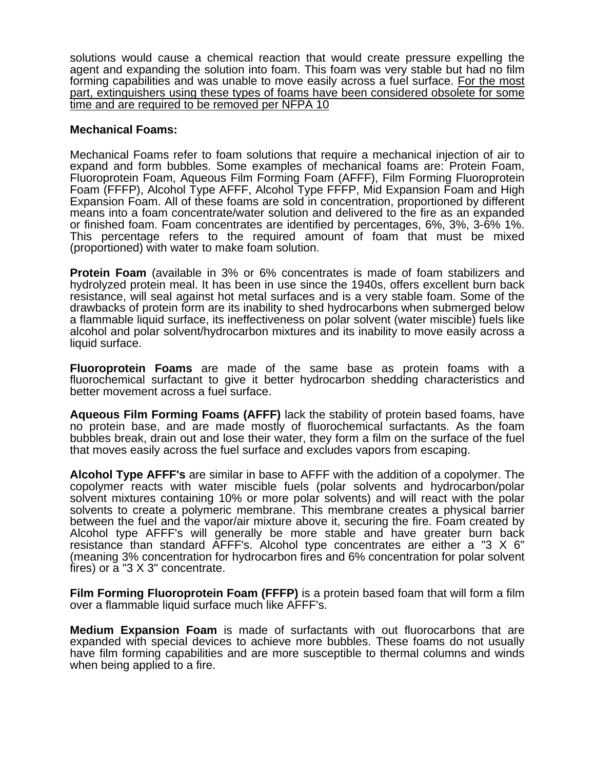solutions would cause a chemical reaction that would create pressure expelling the agent and expanding the solution into foam. This foam was very stable but had no film forming capabilities and was unable to move easily across a fuel surface. <u>For the most part, extinguishers using these types of foams have been considered obsolete for some time and are required to be removed per NFPA 10</u>

**Mechanical Foams:**

Mechanical Foams refer to foam solutions that require a mechanical injection of air to expand and form bubbles. Some examples of mechanical foams are: Protein Foam, Fluoroprotein Foam, Aqueous Film Forming Foam (AFFF), Film Forming Fluoroprotein Foam (FFFP), Alcohol Type AFFF, Alcohol Type FFFP, Mid Expansion Foam and High Expansion Foam. All of these foams are sold in concentration, proportioned by different means into a foam concentrate/water solution and delivered to the fire as an expanded or finished foam. Foam concentrates are identified by percentages, 6%, 3%, 3-6% 1%. This percentage refers to the required amount of foam that must be mixed (proportioned) with water to make foam solution.

**Protein Foam** (available in 3% or 6% concentrates is made of foam stabilizers and hydrolyzed protein meal. It has been in use since the 1940s, offers excellent burn back resistance, will seal against hot metal surfaces and is a very stable foam. Some of the drawbacks of protein form are its inability to shed hydrocarbons when submerged below a flammable liquid surface, its ineffectiveness on polar solvent (water miscible) fuels like alcohol and polar solvent/hydrocarbon mixtures and its inability to move easily across a liquid surface.

**Fluoroprotein Foams** are made of the same base as protein foams with a fluorochemical surfactant to give it better hydrocarbon shedding characteristics and better movement across a fuel surface.

**Aqueous Film Forming Foams (AFFF)** lack the stability of protein based foams, have no protein base, and are made mostly of fluorochemical surfactants. As the foam bubbles break, drain out and lose their water, they form a film on the surface of the fuel that moves easily across the fuel surface and excludes vapors from escaping.

**Alcohol Type AFFF's** are similar in base to AFFF with the addition of a copolymer. The copolymer reacts with water miscible fuels (polar solvents and hydrocarbon/polar solvent mixtures containing 10% or more polar solvents) and will react with the polar solvents to create a polymeric membrane. This membrane creates a physical barrier between the fuel and the vapor/air mixture above it, securing the fire. Foam created by Alcohol type AFFF's will generally be more stable and have greater burn back resistance than standard AFFF's. Alcohol type concentrates are either a "3 X 6" (meaning 3% concentration for hydrocarbon fires and 6% concentration for polar solvent fires) or a "3 X 3" concentrate.

**Film Forming Fluoroprotein Foam (FFFP)** is a protein based foam that will form a film over a flammable liquid surface much like AFFF's.

**Medium Expansion Foam** is made of surfactants with out fluorocarbons that are expanded with special devices to achieve more bubbles. These foams do not usually have film forming capabilities and are more susceptible to thermal columns and winds when being applied to a fire.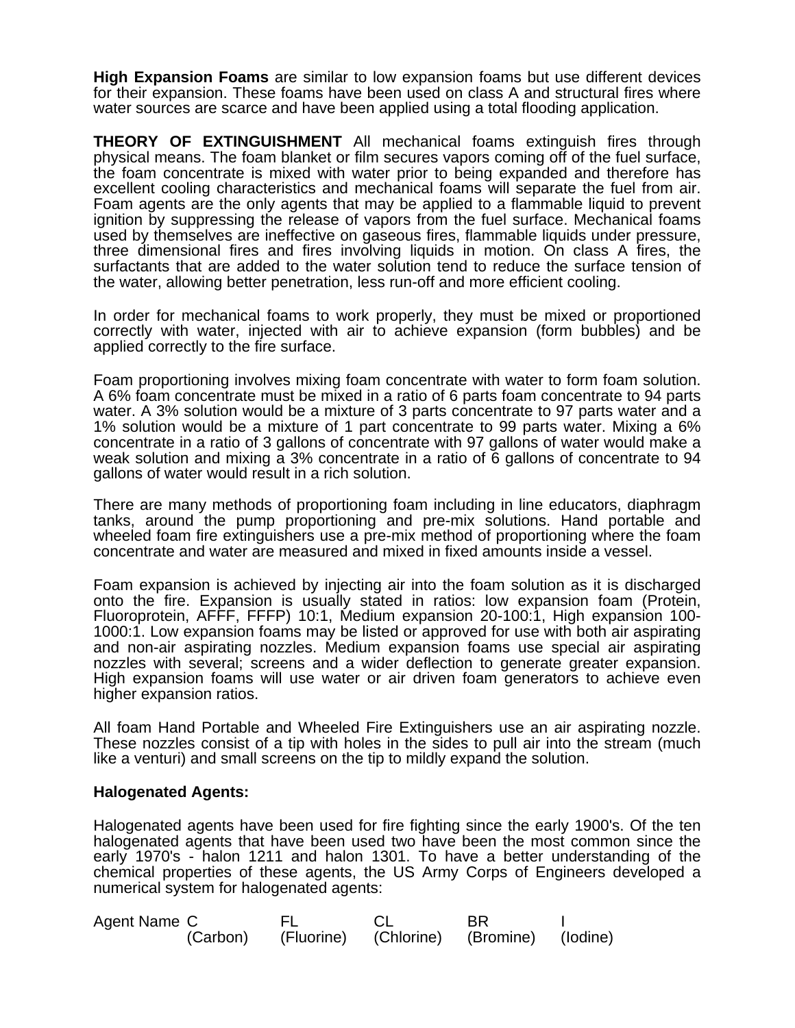**High Expansion Foams** are similar to low expansion foams but use different devices for their expansion. These foams have been used on class A and structural fires where water sources are scarce and have been applied using a total flooding application.

**THEORY OF EXTINGUISHMENT** All mechanical foams extinguish fires through physical means. The foam blanket or film secures vapors coming off of the fuel surface, the foam concentrate is mixed with water prior to being expanded and therefore has excellent cooling characteristics and mechanical foams will separate the fuel from air. Foam agents are the only agents that may be applied to a flammable liquid to prevent ignition by suppressing the release of vapors from the fuel surface. Mechanical foams used by themselves are ineffective on gaseous fires, flammable liquids under pressure, three dimensional fires and fires involving liquids in motion. On class A fires, the surfactants that are added to the water solution tend to reduce the surface tension of the water, allowing better penetration, less run-off and more efficient cooling.

In order for mechanical foams to work properly, they must be mixed or proportioned correctly with water, injected with air to achieve expansion (form bubbles) and be applied correctly to the fire surface.

Foam proportioning involves mixing foam concentrate with water to form foam solution. A 6% foam concentrate must be mixed in a ratio of 6 parts foam concentrate to 94 parts water. A 3% solution would be a mixture of 3 parts concentrate to 97 parts water and a 1% solution would be a mixture of 1 part concentrate to 99 parts water. Mixing a 6% concentrate in a ratio of 3 gallons of concentrate with 97 gallons of water would make a weak solution and mixing a 3% concentrate in a ratio of 6 gallons of concentrate to 94 gallons of water would result in a rich solution.

There are many methods of proportioning foam including in line educators, diaphragm tanks, around the pump proportioning and pre-mix solutions. Hand portable and wheeled foam fire extinguishers use a pre-mix method of proportioning where the foam concentrate and water are measured and mixed in fixed amounts inside a vessel.

Foam expansion is achieved by injecting air into the foam solution as it is discharged onto the fire. Expansion is usually stated in ratios: low expansion foam (Protein, Fluoroprotein, AFFF, FFFP) 10:1, Medium expansion 20-100:1, High expansion 100-1000:1. Low expansion foams may be listed or approved for use with both air aspirating and non-air aspirating nozzles. Medium expansion foams use special air aspirating nozzles with several; screens and a wider deflection to generate greater expansion. High expansion foams will use water or air driven foam generators to achieve even higher expansion ratios.

All foam Hand Portable and Wheeled Fire Extinguishers use an air aspirating nozzle. These nozzles consist of a tip with holes in the sides to pull air into the stream (much like a venturi) and small screens on the tip to mildly expand the solution.

**Halogenated Agents:**

Halogenated agents have been used for fire fighting since the early 1900's. Of the ten halogenated agents that have been used two have been the most common since the early 1970's - halon 1211 and halon 1301. To have a better understanding of the chemical properties of these agents, the US Army Corps of Engineers developed a numerical system for halogenated agents:

| Agent Name | C | FL | CL | BR | I |
|---|---|---|---|---|---|
| | (Carbon) | (Fluorine) | (Chlorine) | (Bromine) | (Iodine) |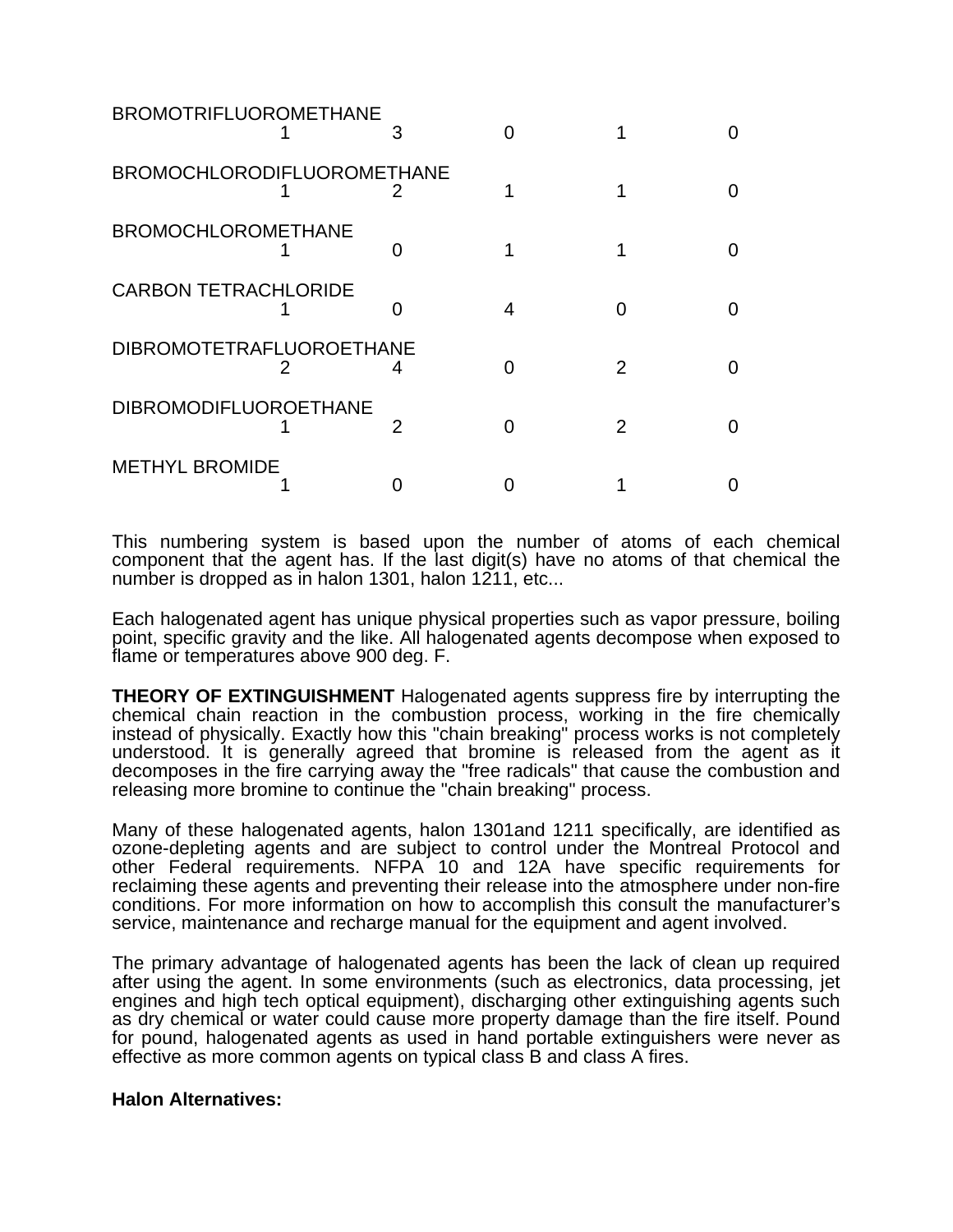| | | | | | |
|---|---|---|---|---|---|
| BROMOTRIFLUOROMETHANE | 1 | 3 | 0 | 1 | 0 |
| BROMOCHLORODIFLUOROMETHANE | 1 | 2 | 1 | 1 | 0 |
| BROMOCHLOROMETHANE | 1 | 0 | 1 | 1 | 0 |
| CARBON TETRACHLORIDE | 1 | 0 | 4 | 0 | 0 |
| DIBROMOTETRAFLUOROETHANE | 2 | 4 | 0 | 2 | 0 |
| DIBROMODIFLUOROETHANE | 1 | 2 | 0 | 2 | 0 |
| METHYL BROMIDE | 1 | 0 | 0 | 1 | 0 |

This numbering system is based upon the number of atoms of each chemical component that the agent has. If the last digit(s) have no atoms of that chemical the number is dropped as in halon 1301, halon 1211, etc...

Each halogenated agent has unique physical properties such as vapor pressure, boiling point, specific gravity and the like. All halogenated agents decompose when exposed to flame or temperatures above 900 deg. F.

**THEORY OF EXTINGUISHMENT** Halogenated agents suppress fire by interrupting the chemical chain reaction in the combustion process, working in the fire chemically instead of physically. Exactly how this "chain breaking" process works is not completely understood. It is generally agreed that bromine is released from the agent as it decomposes in the fire carrying away the "free radicals" that cause the combustion and releasing more bromine to continue the "chain breaking" process.

Many of these halogenated agents, halon 1301and 1211 specifically, are identified as ozone-depleting agents and are subject to control under the Montreal Protocol and other Federal requirements. NFPA 10 and 12A have specific requirements for reclaiming these agents and preventing their release into the atmosphere under non-fire conditions. For more information on how to accomplish this consult the manufacturer's service, maintenance and recharge manual for the equipment and agent involved.

The primary advantage of halogenated agents has been the lack of clean up required after using the agent. In some environments (such as electronics, data processing, jet engines and high tech optical equipment), discharging other extinguishing agents such as dry chemical or water could cause more property damage than the fire itself. Pound for pound, halogenated agents as used in hand portable extinguishers were never as effective as more common agents on typical class B and class A fires.

**Halon Alternatives:**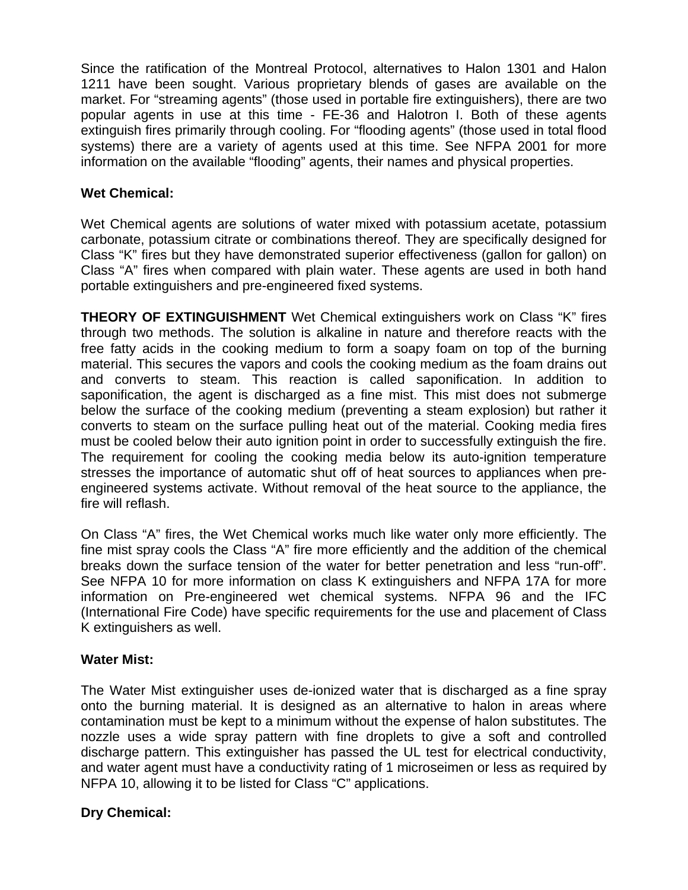Since the ratification of the Montreal Protocol, alternatives to Halon 1301 and Halon 1211 have been sought. Various proprietary blends of gases are available on the market. For “streaming agents” (those used in portable fire extinguishers), there are two popular agents in use at this time - FE-36 and Halotron I. Both of these agents extinguish fires primarily through cooling. For “flooding agents” (those used in total flood systems) there are a variety of agents used at this time. See NFPA 2001 for more information on the available “flooding” agents, their names and physical properties.

**Wet Chemical:**

Wet Chemical agents are solutions of water mixed with potassium acetate, potassium carbonate, potassium citrate or combinations thereof. They are specifically designed for Class “K” fires but they have demonstrated superior effectiveness (gallon for gallon) on Class “A” fires when compared with plain water. These agents are used in both hand portable extinguishers and pre-engineered fixed systems.

**THEORY OF EXTINGUISHMENT** Wet Chemical extinguishers work on Class “K” fires through two methods. The solution is alkaline in nature and therefore reacts with the free fatty acids in the cooking medium to form a soapy foam on top of the burning material. This secures the vapors and cools the cooking medium as the foam drains out and converts to steam. This reaction is called saponification. In addition to saponification, the agent is discharged as a fine mist. This mist does not submerge below the surface of the cooking medium (preventing a steam explosion) but rather it converts to steam on the surface pulling heat out of the material. Cooking media fires must be cooled below their auto ignition point in order to successfully extinguish the fire. The requirement for cooling the cooking media below its auto-ignition temperature stresses the importance of automatic shut off of heat sources to appliances when pre-engineered systems activate. Without removal of the heat source to the appliance, the fire will reflash.

On Class “A” fires, the Wet Chemical works much like water only more efficiently. The fine mist spray cools the Class “A” fire more efficiently and the addition of the chemical breaks down the surface tension of the water for better penetration and less “run-off”. See NFPA 10 for more information on class K extinguishers and NFPA 17A for more information on Pre-engineered wet chemical systems. NFPA 96 and the IFC (International Fire Code) have specific requirements for the use and placement of Class K extinguishers as well.

**Water Mist:**

The Water Mist extinguisher uses de-ionized water that is discharged as a fine spray onto the burning material. It is designed as an alternative to halon in areas where contamination must be kept to a minimum without the expense of halon substitutes. The nozzle uses a wide spray pattern with fine droplets to give a soft and controlled discharge pattern. This extinguisher has passed the UL test for electrical conductivity, and water agent must have a conductivity rating of 1 microseimen or less as required by NFPA 10, allowing it to be listed for Class “C” applications.

**Dry Chemical:**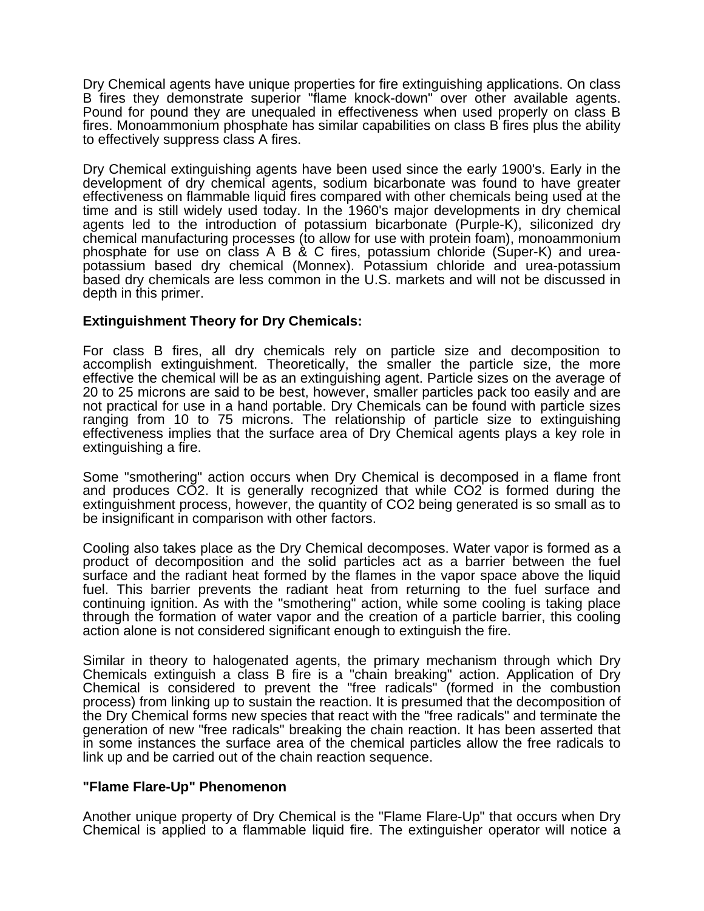Dry Chemical agents have unique properties for fire extinguishing applications. On class B fires they demonstrate superior "flame knock-down" over other available agents. Pound for pound they are unequaled in effectiveness when used properly on class B fires. Monoammonium phosphate has similar capabilities on class B fires plus the ability to effectively suppress class A fires.

Dry Chemical extinguishing agents have been used since the early 1900's. Early in the development of dry chemical agents, sodium bicarbonate was found to have greater effectiveness on flammable liquid fires compared with other chemicals being used at the time and is still widely used today. In the 1960's major developments in dry chemical agents led to the introduction of potassium bicarbonate (Purple-K), siliconized dry chemical manufacturing processes (to allow for use with protein foam), monoammonium phosphate for use on class A B & C fires, potassium chloride (Super-K) and urea-potassium based dry chemical (Monnex). Potassium chloride and urea-potassium based dry chemicals are less common in the U.S. markets and will not be discussed in depth in this primer.

**Extinguishment Theory for Dry Chemicals:**

For class B fires, all dry chemicals rely on particle size and decomposition to accomplish extinguishment. Theoretically, the smaller the particle size, the more effective the chemical will be as an extinguishing agent. Particle sizes on the average of 20 to 25 microns are said to be best, however, smaller particles pack too easily and are not practical for use in a hand portable. Dry Chemicals can be found with particle sizes ranging from 10 to 75 microns. The relationship of particle size to extinguishing effectiveness implies that the surface area of Dry Chemical agents plays a key role in extinguishing a fire.

Some "smothering" action occurs when Dry Chemical is decomposed in a flame front and produces $CO_2$. It is generally recognized that while $CO_2$ is formed during the extinguishment process, however, the quantity of $CO_2$ being generated is so small as to be insignificant in comparison with other factors.

Cooling also takes place as the Dry Chemical decomposes. Water vapor is formed as a product of decomposition and the solid particles act as a barrier between the fuel surface and the radiant heat formed by the flames in the vapor space above the liquid fuel. This barrier prevents the radiant heat from returning to the fuel surface and continuing ignition. As with the "smothering" action, while some cooling is taking place through the formation of water vapor and the creation of a particle barrier, this cooling action alone is not considered significant enough to extinguish the fire.

Similar in theory to halogenated agents, the primary mechanism through which Dry Chemicals extinguish a class B fire is a "chain breaking" action. Application of Dry Chemical is considered to prevent the "free radicals" (formed in the combustion process) from linking up to sustain the reaction. It is presumed that the decomposition of the Dry Chemical forms new species that react with the "free radicals" and terminate the generation of new "free radicals" breaking the chain reaction. It has been asserted that in some instances the surface area of the chemical particles allow the free radicals to link up and be carried out of the chain reaction sequence.

**"Flame Flare-Up" Phenomenon**

Another unique property of Dry Chemical is the "Flame Flare-Up" that occurs when Dry Chemical is applied to a flammable liquid fire. The extinguisher operator will notice a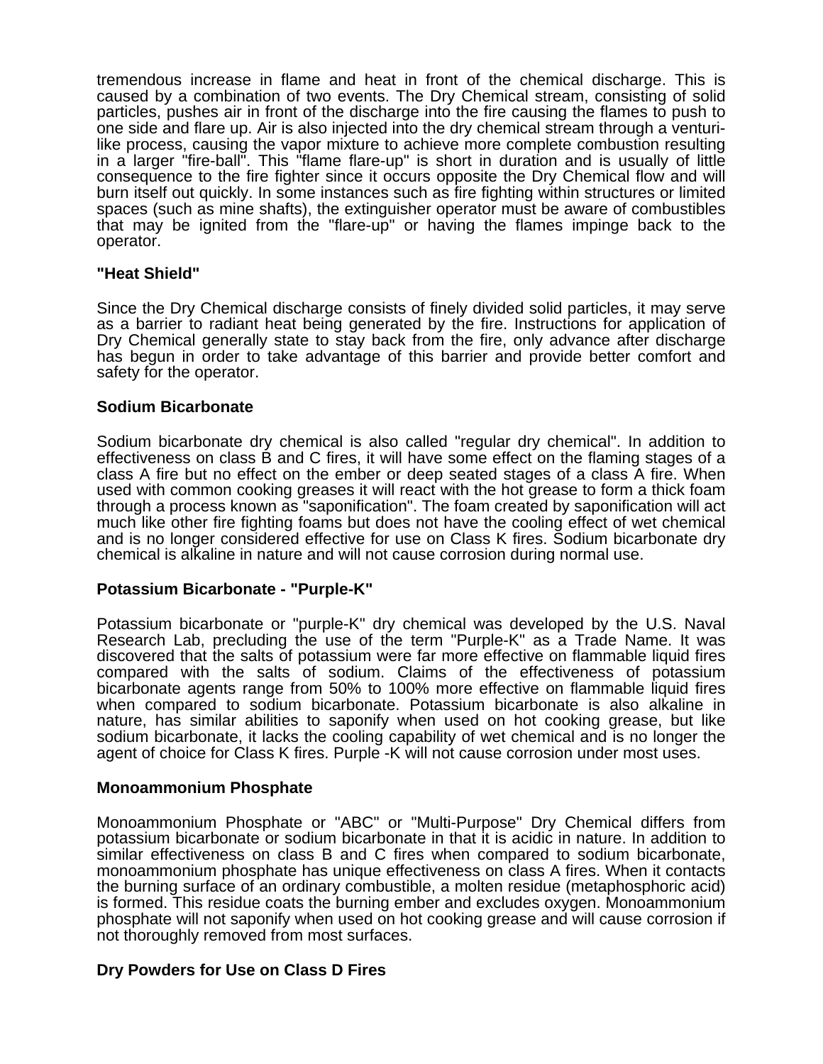tremendous increase in flame and heat in front of the chemical discharge. This is caused by a combination of two events. The Dry Chemical stream, consisting of solid particles, pushes air in front of the discharge into the fire causing the flames to push to one side and flare up. Air is also injected into the dry chemical stream through a venturi-like process, causing the vapor mixture to achieve more complete combustion resulting in a larger "fire-ball". This "flame flare-up" is short in duration and is usually of little consequence to the fire fighter since it occurs opposite the Dry Chemical flow and will burn itself out quickly. In some instances such as fire fighting within structures or limited spaces (such as mine shafts), the extinguisher operator must be aware of combustibles that may be ignited from the "flare-up" or having the flames impinge back to the operator.

**"Heat Shield"**

Since the Dry Chemical discharge consists of finely divided solid particles, it may serve as a barrier to radiant heat being generated by the fire. Instructions for application of Dry Chemical generally state to stay back from the fire, only advance after discharge has begun in order to take advantage of this barrier and provide better comfort and safety for the operator.

**Sodium Bicarbonate**

Sodium bicarbonate dry chemical is also called "regular dry chemical". In addition to effectiveness on class B and C fires, it will have some effect on the flaming stages of a class A fire but no effect on the ember or deep seated stages of a class A fire. When used with common cooking greases it will react with the hot grease to form a thick foam through a process known as "saponification". The foam created by saponification will act much like other fire fighting foams but does not have the cooling effect of wet chemical and is no longer considered effective for use on Class K fires. Sodium bicarbonate dry chemical is alkaline in nature and will not cause corrosion during normal use.

**Potassium Bicarbonate - "Purple-K"**

Potassium bicarbonate or "purple-K" dry chemical was developed by the U.S. Naval Research Lab, precluding the use of the term "Purple-K" as a Trade Name. It was discovered that the salts of potassium were far more effective on flammable liquid fires compared with the salts of sodium. Claims of the effectiveness of potassium bicarbonate agents range from 50% to 100% more effective on flammable liquid fires when compared to sodium bicarbonate. Potassium bicarbonate is also alkaline in nature, has similar abilities to saponify when used on hot cooking grease, but like sodium bicarbonate, it lacks the cooling capability of wet chemical and is no longer the agent of choice for Class K fires. Purple -K will not cause corrosion under most uses.

**Monoammonium Phosphate**

Monoammonium Phosphate or "ABC" or "Multi-Purpose" Dry Chemical differs from potassium bicarbonate or sodium bicarbonate in that it is acidic in nature. In addition to similar effectiveness on class B and C fires when compared to sodium bicarbonate, monoammonium phosphate has unique effectiveness on class A fires. When it contacts the burning surface of an ordinary combustible, a molten residue (metaphosphoric acid) is formed. This residue coats the burning ember and excludes oxygen. Monoammonium phosphate will not saponify when used on hot cooking grease and will cause corrosion if not thoroughly removed from most surfaces.

**Dry Powders for Use on Class D Fires**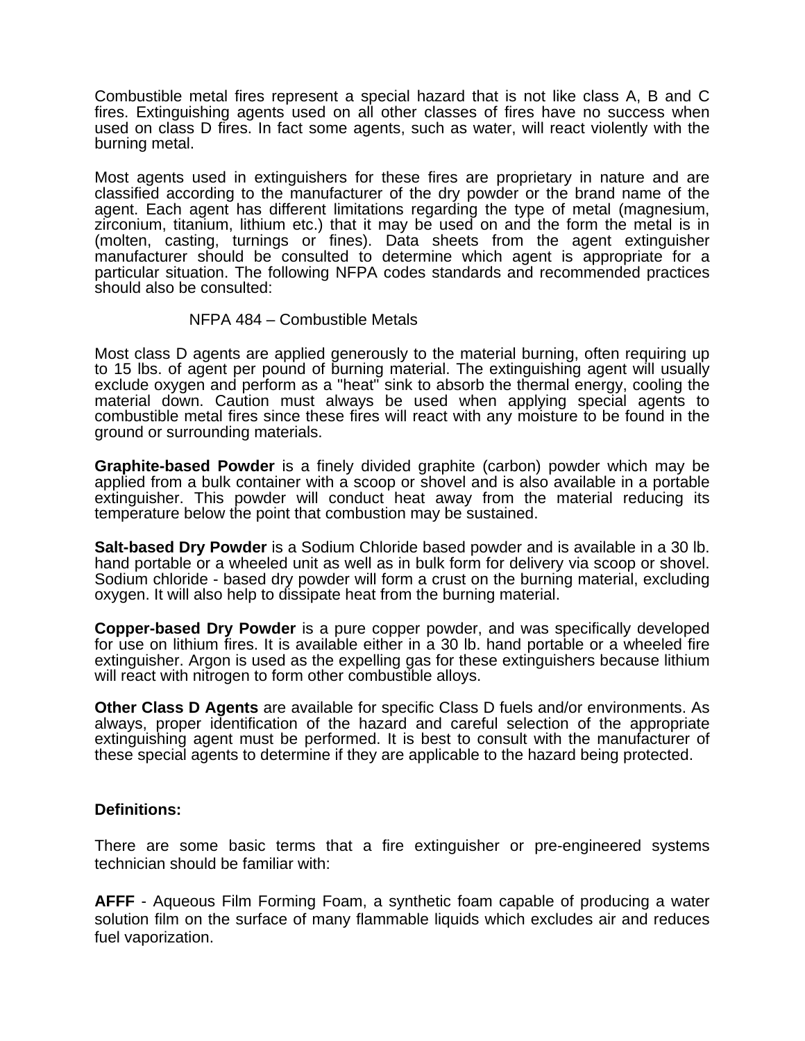Combustible metal fires represent a special hazard that is not like class A, B and C fires. Extinguishing agents used on all other classes of fires have no success when used on class D fires. In fact some agents, such as water, will react violently with the burning metal.

Most agents used in extinguishers for these fires are proprietary in nature and are classified according to the manufacturer of the dry powder or the brand name of the agent. Each agent has different limitations regarding the type of metal (magnesium, zirconium, titanium, lithium etc.) that it may be used on and the form the metal is in (molten, casting, turnings or fines). Data sheets from the agent extinguisher manufacturer should be consulted to determine which agent is appropriate for a particular situation. The following NFPA codes standards and recommended practices should also be consulted:

NFPA 484 – Combustible Metals

Most class D agents are applied generously to the material burning, often requiring up to 15 lbs. of agent per pound of burning material. The extinguishing agent will usually exclude oxygen and perform as a "heat" sink to absorb the thermal energy, cooling the material down. Caution must always be used when applying special agents to combustible metal fires since these fires will react with any moisture to be found in the ground or surrounding materials.

**Graphite-based Powder** is a finely divided graphite (carbon) powder which may be applied from a bulk container with a scoop or shovel and is also available in a portable extinguisher. This powder will conduct heat away from the material reducing its temperature below the point that combustion may be sustained.

**Salt-based Dry Powder** is a Sodium Chloride based powder and is available in a 30 lb. hand portable or a wheeled unit as well as in bulk form for delivery via scoop or shovel. Sodium chloride - based dry powder will form a crust on the burning material, excluding oxygen. It will also help to dissipate heat from the burning material.

**Copper-based Dry Powder** is a pure copper powder, and was specifically developed for use on lithium fires. It is available either in a 30 lb. hand portable or a wheeled fire extinguisher. Argon is used as the expelling gas for these extinguishers because lithium will react with nitrogen to form other combustible alloys.

**Other Class D Agents** are available for specific Class D fuels and/or environments. As always, proper identification of the hazard and careful selection of the appropriate extinguishing agent must be performed. It is best to consult with the manufacturer of these special agents to determine if they are applicable to the hazard being protected.

**Definitions:**

There are some basic terms that a fire extinguisher or pre-engineered systems technician should be familiar with:

**AFFF** - Aqueous Film Forming Foam, a synthetic foam capable of producing a water solution film on the surface of many flammable liquids which excludes air and reduces fuel vaporization.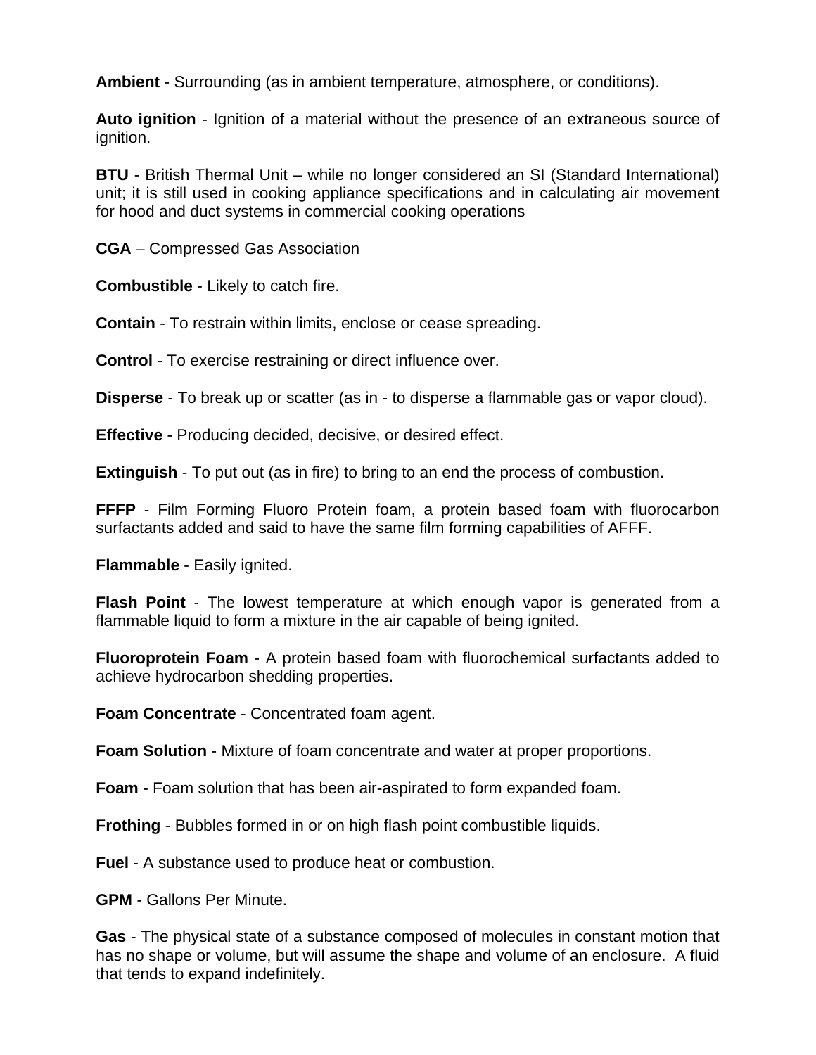**Ambient** - Surrounding (as in ambient temperature, atmosphere, or conditions).

**Auto ignition** - Ignition of a material without the presence of an extraneous source of ignition.

**BTU** - British Thermal Unit – while no longer considered an SI (Standard International) unit; it is still used in cooking appliance specifications and in calculating air movement for hood and duct systems in commercial cooking operations

**CGA** – Compressed Gas Association

**Combustible** - Likely to catch fire.

**Contain** - To restrain within limits, enclose or cease spreading.

**Control** - To exercise restraining or direct influence over.

**Disperse** - To break up or scatter (as in - to disperse a flammable gas or vapor cloud).

**Effective** - Producing decided, decisive, or desired effect.

**Extinguish** - To put out (as in fire) to bring to an end the process of combustion.

**FFFP** - Film Forming Fluoro Protein foam, a protein based foam with fluorocarbon surfactants added and said to have the same film forming capabilities of AFFF.

**Flammable** - Easily ignited.

**Flash Point** - The lowest temperature at which enough vapor is generated from a flammable liquid to form a mixture in the air capable of being ignited.

**Fluoroprotein Foam** - A protein based foam with fluorochemical surfactants added to achieve hydrocarbon shedding properties.

**Foam Concentrate** - Concentrated foam agent.

**Foam Solution** - Mixture of foam concentrate and water at proper proportions.

**Foam** - Foam solution that has been air-aspirated to form expanded foam.

**Frothing** - Bubbles formed in or on high flash point combustible liquids.

**Fuel** - A substance used to produce heat or combustion.

**GPM** - Gallons Per Minute.

**Gas** - The physical state of a substance composed of molecules in constant motion that has no shape or volume, but will assume the shape and volume of an enclosure. A fluid that tends to expand indefinitely.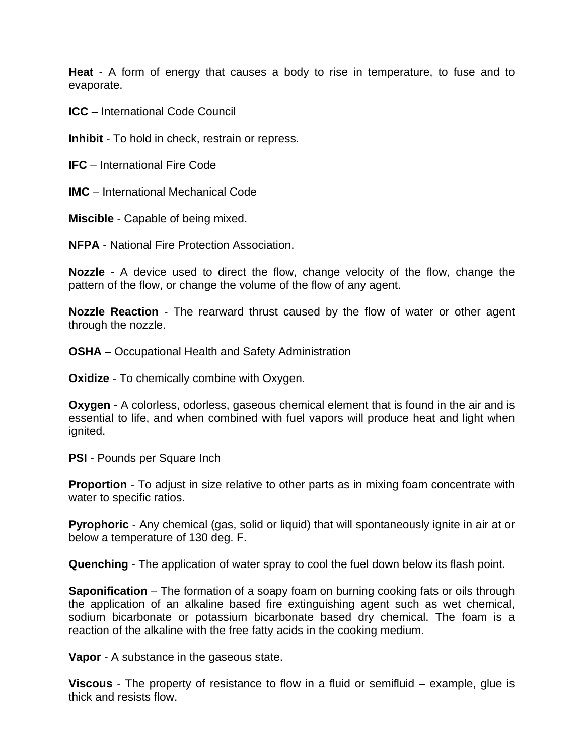**Heat** - A form of energy that causes a body to rise in temperature, to fuse and to evaporate.

**ICC** – International Code Council

**Inhibit** - To hold in check, restrain or repress.

**IFC** – International Fire Code

**IMC** – International Mechanical Code

**Miscible** - Capable of being mixed.

**NFPA** - National Fire Protection Association.

**Nozzle** - A device used to direct the flow, change velocity of the flow, change the pattern of the flow, or change the volume of the flow of any agent.

**Nozzle Reaction** - The rearward thrust caused by the flow of water or other agent through the nozzle.

**OSHA** – Occupational Health and Safety Administration

**Oxidize** - To chemically combine with Oxygen.

**Oxygen** - A colorless, odorless, gaseous chemical element that is found in the air and is essential to life, and when combined with fuel vapors will produce heat and light when ignited.

**PSI** - Pounds per Square Inch

**Proportion** - To adjust in size relative to other parts as in mixing foam concentrate with water to specific ratios.

**Pyrophoric** - Any chemical (gas, solid or liquid) that will spontaneously ignite in air at or below a temperature of 130 deg. F.

**Quenching** - The application of water spray to cool the fuel down below its flash point.

**Saponification** – The formation of a soapy foam on burning cooking fats or oils through the application of an alkaline based fire extinguishing agent such as wet chemical, sodium bicarbonate or potassium bicarbonate based dry chemical. The foam is a reaction of the alkaline with the free fatty acids in the cooking medium.

**Vapor** - A substance in the gaseous state.

**Viscous** - The property of resistance to flow in a fluid or semifluid – example, glue is thick and resists flow.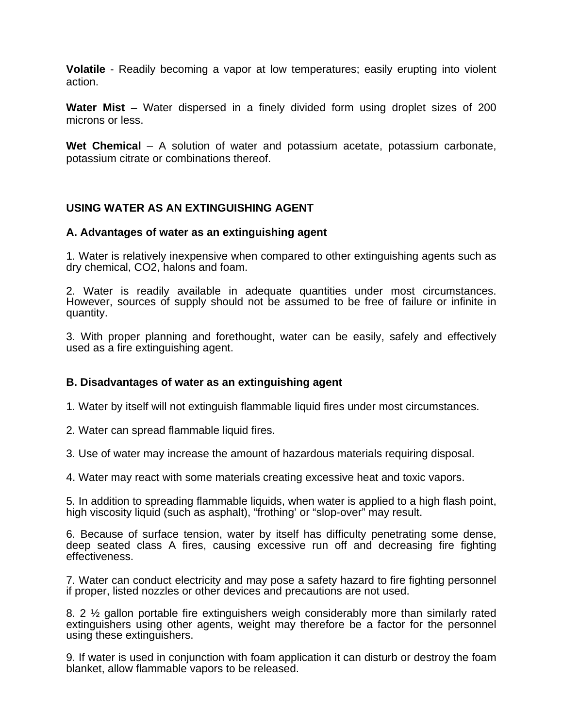**Volatile** - Readily becoming a vapor at low temperatures; easily erupting into violent action.

**Water Mist** – Water dispersed in a finely divided form using droplet sizes of 200 microns or less.

**Wet Chemical** – A solution of water and potassium acetate, potassium carbonate, potassium citrate or combinations thereof.

## USING WATER AS AN EXTINGUISHING AGENT

### A. Advantages of water as an extinguishing agent

1. Water is relatively inexpensive when compared to other extinguishing agents such as dry chemical, $CO_2$, halons and foam.

2. Water is readily available in adequate quantities under most circumstances. However, sources of supply should not be assumed to be free of failure or infinite in quantity.

3. With proper planning and forethought, water can be easily, safely and effectively used as a fire extinguishing agent.

### B. Disadvantages of water as an extinguishing agent

1. Water by itself will not extinguish flammable liquid fires under most circumstances.

2. Water can spread flammable liquid fires.

3. Use of water may increase the amount of hazardous materials requiring disposal.

4. Water may react with some materials creating excessive heat and toxic vapors.

5. In addition to spreading flammable liquids, when water is applied to a high flash point, high viscosity liquid (such as asphalt), "frothing' or "slop-over" may result.

6. Because of surface tension, water by itself has difficulty penetrating some dense, deep seated class A fires, causing excessive run off and decreasing fire fighting effectiveness.

7. Water can conduct electricity and may pose a safety hazard to fire fighting personnel if proper, listed nozzles or other devices and precautions are not used.

8. 2 ½ gallon portable fire extinguishers weigh considerably more than similarly rated extinguishers using other agents, weight may therefore be a factor for the personnel using these extinguishers.

9. If water is used in conjunction with foam application it can disturb or destroy the foam blanket, allow flammable vapors to be released.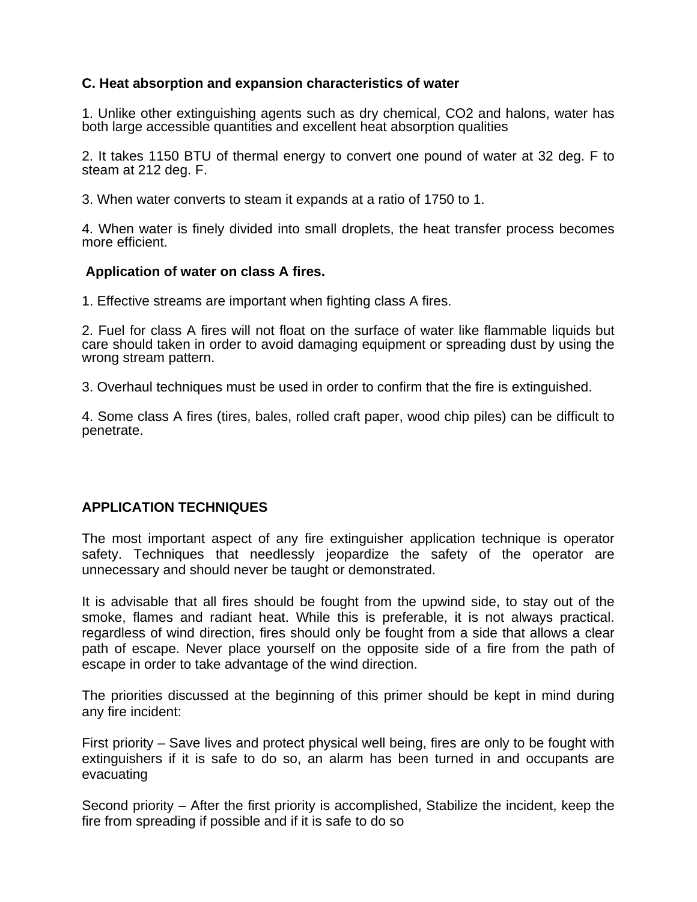**C. Heat absorption and expansion characteristics of water**

1. Unlike other extinguishing agents such as dry chemical, $CO_2$ and halons, water has both large accessible quantities and excellent heat absorption qualities

2. It takes 1150 BTU of thermal energy to convert one pound of water at 32 deg. F to steam at 212 deg. F.

3. When water converts to steam it expands at a ratio of 1750 to 1.

4. When water is finely divided into small droplets, the heat transfer process becomes more efficient.

**Application of water on class A fires.**

1. Effective streams are important when fighting class A fires.

2. Fuel for class A fires will not float on the surface of water like flammable liquids but care should taken in order to avoid damaging equipment or spreading dust by using the wrong stream pattern.

3. Overhaul techniques must be used in order to confirm that the fire is extinguished.

4. Some class A fires (tires, bales, rolled craft paper, wood chip piles) can be difficult to penetrate.

## APPLICATION TECHNIQUES

The most important aspect of any fire extinguisher application technique is operator safety. Techniques that needlessly jeopardize the safety of the operator are unnecessary and should never be taught or demonstrated.

It is advisable that all fires should be fought from the upwind side, to stay out of the smoke, flames and radiant heat. While this is preferable, it is not always practical. regardless of wind direction, fires should only be fought from a side that allows a clear path of escape. Never place yourself on the opposite side of a fire from the path of escape in order to take advantage of the wind direction.

The priorities discussed at the beginning of this primer should be kept in mind during any fire incident:

First priority – Save lives and protect physical well being, fires are only to be fought with extinguishers if it is safe to do so, an alarm has been turned in and occupants are evacuating

Second priority – After the first priority is accomplished, Stabilize the incident, keep the fire from spreading if possible and if it is safe to do so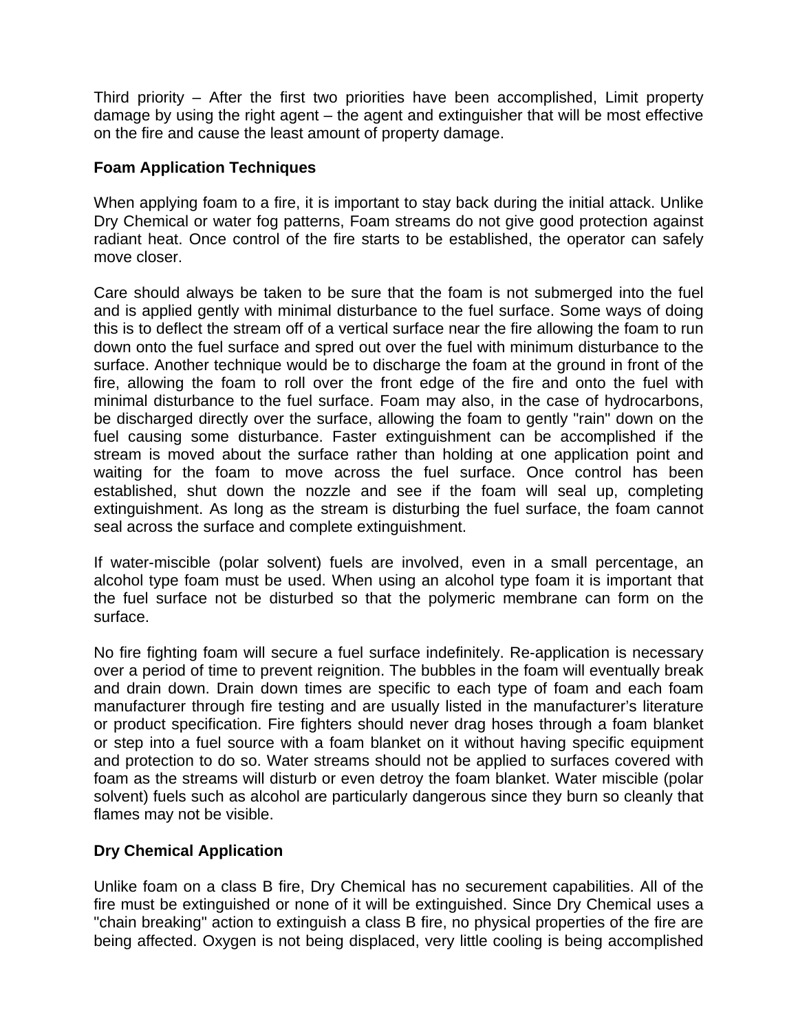Third priority – After the first two priorities have been accomplished, Limit property damage by using the right agent – the agent and extinguisher that will be most effective on the fire and cause the least amount of property damage.

**Foam Application Techniques**

When applying foam to a fire, it is important to stay back during the initial attack. Unlike Dry Chemical or water fog patterns, Foam streams do not give good protection against radiant heat. Once control of the fire starts to be established, the operator can safely move closer.

Care should always be taken to be sure that the foam is not submerged into the fuel and is applied gently with minimal disturbance to the fuel surface. Some ways of doing this is to deflect the stream off of a vertical surface near the fire allowing the foam to run down onto the fuel surface and spred out over the fuel with minimum disturbance to the surface. Another technique would be to discharge the foam at the ground in front of the fire, allowing the foam to roll over the front edge of the fire and onto the fuel with minimal disturbance to the fuel surface. Foam may also, in the case of hydrocarbons, be discharged directly over the surface, allowing the foam to gently "rain" down on the fuel causing some disturbance. Faster extinguishment can be accomplished if the stream is moved about the surface rather than holding at one application point and waiting for the foam to move across the fuel surface. Once control has been established, shut down the nozzle and see if the foam will seal up, completing extinguishment. As long as the stream is disturbing the fuel surface, the foam cannot seal across the surface and complete extinguishment.

If water-miscible (polar solvent) fuels are involved, even in a small percentage, an alcohol type foam must be used. When using an alcohol type foam it is important that the fuel surface not be disturbed so that the polymeric membrane can form on the surface.

No fire fighting foam will secure a fuel surface indefinitely. Re-application is necessary over a period of time to prevent reignition. The bubbles in the foam will eventually break and drain down. Drain down times are specific to each type of foam and each foam manufacturer through fire testing and are usually listed in the manufacturer's literature or product specification. Fire fighters should never drag hoses through a foam blanket or step into a fuel source with a foam blanket on it without having specific equipment and protection to do so. Water streams should not be applied to surfaces covered with foam as the streams will disturb or even detroy the foam blanket. Water miscible (polar solvent) fuels such as alcohol are particularly dangerous since they burn so cleanly that flames may not be visible.

**Dry Chemical Application**

Unlike foam on a class B fire, Dry Chemical has no securement capabilities. All of the fire must be extinguished or none of it will be extinguished. Since Dry Chemical uses a "chain breaking" action to extinguish a class B fire, no physical properties of the fire are being affected. Oxygen is not being displaced, very little cooling is being accomplished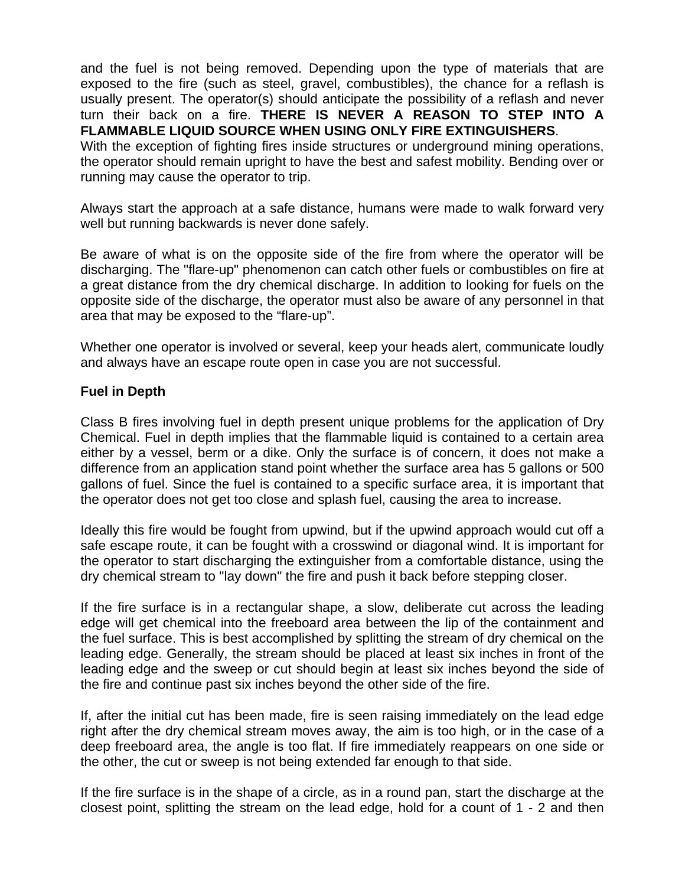and the fuel is not being removed. Depending upon the type of materials that are exposed to the fire (such as steel, gravel, combustibles), the chance for a reflash is usually present. The operator(s) should anticipate the possibility of a reflash and never turn their back on a fire. **THERE IS NEVER A REASON TO STEP INTO A FLAMMABLE LIQUID SOURCE WHEN USING ONLY FIRE EXTINGUISHERS**.
With the exception of fighting fires inside structures or underground mining operations, the operator should remain upright to have the best and safest mobility. Bending over or running may cause the operator to trip.

Always start the approach at a safe distance, humans were made to walk forward very well but running backwards is never done safely.

Be aware of what is on the opposite side of the fire from where the operator will be discharging. The "flare-up" phenomenon can catch other fuels or combustibles on fire at a great distance from the dry chemical discharge. In addition to looking for fuels on the opposite side of the discharge, the operator must also be aware of any personnel in that area that may be exposed to the "flare-up".

Whether one operator is involved or several, keep your heads alert, communicate loudly and always have an escape route open in case you are not successful.

**Fuel in Depth**

Class B fires involving fuel in depth present unique problems for the application of Dry Chemical. Fuel in depth implies that the flammable liquid is contained to a certain area either by a vessel, berm or a dike. Only the surface is of concern, it does not make a difference from an application stand point whether the surface area has 5 gallons or 500 gallons of fuel. Since the fuel is contained to a specific surface area, it is important that the operator does not get too close and splash fuel, causing the area to increase.

Ideally this fire would be fought from upwind, but if the upwind approach would cut off a safe escape route, it can be fought with a crosswind or diagonal wind. It is important for the operator to start discharging the extinguisher from a comfortable distance, using the dry chemical stream to "lay down" the fire and push it back before stepping closer.

If the fire surface is in a rectangular shape, a slow, deliberate cut across the leading edge will get chemical into the freeboard area between the lip of the containment and the fuel surface. This is best accomplished by splitting the stream of dry chemical on the leading edge. Generally, the stream should be placed at least six inches in front of the leading edge and the sweep or cut should begin at least six inches beyond the side of the fire and continue past six inches beyond the other side of the fire.

If, after the initial cut has been made, fire is seen raising immediately on the lead edge right after the dry chemical stream moves away, the aim is too high, or in the case of a deep freeboard area, the angle is too flat. If fire immediately reappears on one side or the other, the cut or sweep is not being extended far enough to that side.

If the fire surface is in the shape of a circle, as in a round pan, start the discharge at the closest point, splitting the stream on the lead edge, hold for a count of 1 - 2 and then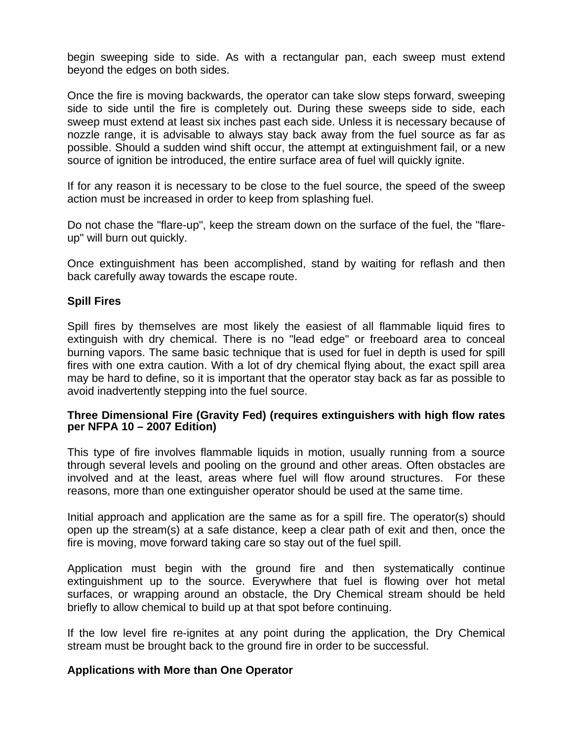begin sweeping side to side. As with a rectangular pan, each sweep must extend beyond the edges on both sides.

Once the fire is moving backwards, the operator can take slow steps forward, sweeping side to side until the fire is completely out. During these sweeps side to side, each sweep must extend at least six inches past each side. Unless it is necessary because of nozzle range, it is advisable to always stay back away from the fuel source as far as possible. Should a sudden wind shift occur, the attempt at extinguishment fail, or a new source of ignition be introduced, the entire surface area of fuel will quickly ignite.

If for any reason it is necessary to be close to the fuel source, the speed of the sweep action must be increased in order to keep from splashing fuel.

Do not chase the "flare-up", keep the stream down on the surface of the fuel, the "flare-up" will burn out quickly.

Once extinguishment has been accomplished, stand by waiting for reflash and then back carefully away towards the escape route.

**Spill Fires**

Spill fires by themselves are most likely the easiest of all flammable liquid fires to extinguish with dry chemical. There is no "lead edge" or freeboard area to conceal burning vapors. The same basic technique that is used for fuel in depth is used for spill fires with one extra caution. With a lot of dry chemical flying about, the exact spill area may be hard to define, so it is important that the operator stay back as far as possible to avoid inadvertently stepping into the fuel source.

**Three Dimensional Fire (Gravity Fed) (requires extinguishers with high flow rates per NFPA 10 – 2007 Edition)**

This type of fire involves flammable liquids in motion, usually running from a source through several levels and pooling on the ground and other areas. Often obstacles are involved and at the least, areas where fuel will flow around structures. For these reasons, more than one extinguisher operator should be used at the same time.

Initial approach and application are the same as for a spill fire. The operator(s) should open up the stream(s) at a safe distance, keep a clear path of exit and then, once the fire is moving, move forward taking care so stay out of the fuel spill.

Application must begin with the ground fire and then systematically continue extinguishment up to the source. Everywhere that fuel is flowing over hot metal surfaces, or wrapping around an obstacle, the Dry Chemical stream should be held briefly to allow chemical to build up at that spot before continuing.

If the low level fire re-ignites at any point during the application, the Dry Chemical stream must be brought back to the ground fire in order to be successful.

**Applications with More than One Operator**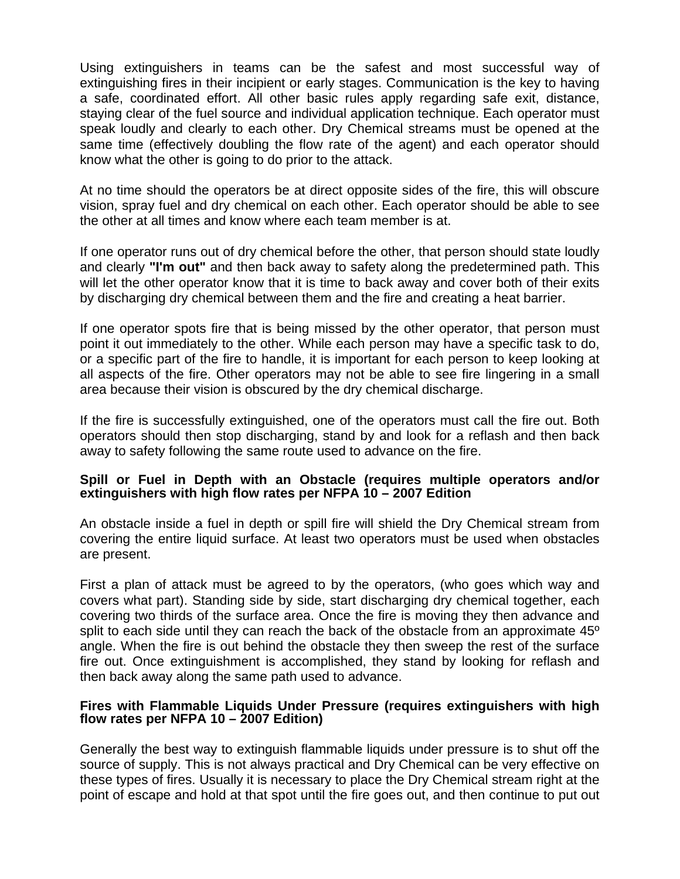Using extinguishers in teams can be the safest and most successful way of extinguishing fires in their incipient or early stages. Communication is the key to having a safe, coordinated effort. All other basic rules apply regarding safe exit, distance, staying clear of the fuel source and individual application technique. Each operator must speak loudly and clearly to each other. Dry Chemical streams must be opened at the same time (effectively doubling the flow rate of the agent) and each operator should know what the other is going to do prior to the attack.

At no time should the operators be at direct opposite sides of the fire, this will obscure vision, spray fuel and dry chemical on each other. Each operator should be able to see the other at all times and know where each team member is at.

If one operator runs out of dry chemical before the other, that person should state loudly and clearly **"I'm out"** and then back away to safety along the predetermined path. This will let the other operator know that it is time to back away and cover both of their exits by discharging dry chemical between them and the fire and creating a heat barrier.

If one operator spots fire that is being missed by the other operator, that person must point it out immediately to the other. While each person may have a specific task to do, or a specific part of the fire to handle, it is important for each person to keep looking at all aspects of the fire. Other operators may not be able to see fire lingering in a small area because their vision is obscured by the dry chemical discharge.

If the fire is successfully extinguished, one of the operators must call the fire out. Both operators should then stop discharging, stand by and look for a reflash and then back away to safety following the same route used to advance on the fire.

**Spill or Fuel in Depth with an Obstacle (requires multiple operators and/or extinguishers with high flow rates per NFPA 10 – 2007 Edition**

An obstacle inside a fuel in depth or spill fire will shield the Dry Chemical stream from covering the entire liquid surface. At least two operators must be used when obstacles are present.

First a plan of attack must be agreed to by the operators, (who goes which way and covers what part). Standing side by side, start discharging dry chemical together, each covering two thirds of the surface area. Once the fire is moving they then advance and split to each side until they can reach the back of the obstacle from an approximate 45º angle. When the fire is out behind the obstacle they then sweep the rest of the surface fire out. Once extinguishment is accomplished, they stand by looking for reflash and then back away along the same path used to advance.

**Fires with Flammable Liquids Under Pressure (requires extinguishers with high flow rates per NFPA 10 – 2007 Edition)**

Generally the best way to extinguish flammable liquids under pressure is to shut off the source of supply. This is not always practical and Dry Chemical can be very effective on these types of fires. Usually it is necessary to place the Dry Chemical stream right at the point of escape and hold at that spot until the fire goes out, and then continue to put out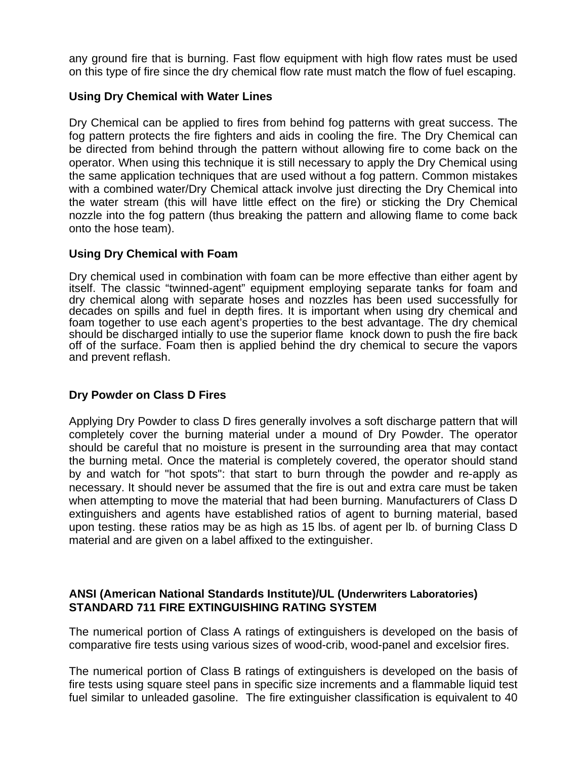any ground fire that is burning. Fast flow equipment with high flow rates must be used on this type of fire since the dry chemical flow rate must match the flow of fuel escaping.

### Using Dry Chemical with Water Lines

Dry Chemical can be applied to fires from behind fog patterns with great success. The fog pattern protects the fire fighters and aids in cooling the fire. The Dry Chemical can be directed from behind through the pattern without allowing fire to come back on the operator. When using this technique it is still necessary to apply the Dry Chemical using the same application techniques that are used without a fog pattern. Common mistakes with a combined water/Dry Chemical attack involve just directing the Dry Chemical into the water stream (this will have little effect on the fire) or sticking the Dry Chemical nozzle into the fog pattern (thus breaking the pattern and allowing flame to come back onto the hose team).

### Using Dry Chemical with Foam

Dry chemical used in combination with foam can be more effective than either agent by itself. The classic "twinned-agent" equipment employing separate tanks for foam and dry chemical along with separate hoses and nozzles has been used successfully for decades on spills and fuel in depth fires. It is important when using dry chemical and foam together to use each agent's properties to the best advantage. The dry chemical should be discharged intially to use the superior flame knock down to push the fire back off of the surface. Foam then is applied behind the dry chemical to secure the vapors and prevent reflash.

### Dry Powder on Class D Fires

Applying Dry Powder to class D fires generally involves a soft discharge pattern that will completely cover the burning material under a mound of Dry Powder. The operator should be careful that no moisture is present in the surrounding area that may contact the burning metal. Once the material is completely covered, the operator should stand by and watch for "hot spots": that start to burn through the powder and re-apply as necessary. It should never be assumed that the fire is out and extra care must be taken when attempting to move the material that had been burning. Manufacturers of Class D extinguishers and agents have established ratios of agent to burning material, based upon testing. these ratios may be as high as 15 lbs. of agent per lb. of burning Class D material and are given on a label affixed to the extinguisher.

### ANSI (American National Standards Institute)/UL (Underwriters Laboratories) STANDARD 711 FIRE EXTINGUISHING RATING SYSTEM

The numerical portion of Class A ratings of extinguishers is developed on the basis of comparative fire tests using various sizes of wood-crib, wood-panel and excelsior fires.

The numerical portion of Class B ratings of extinguishers is developed on the basis of fire tests using square steel pans in specific size increments and a flammable liquid test fuel similar to unleaded gasoline. The fire extinguisher classification is equivalent to 40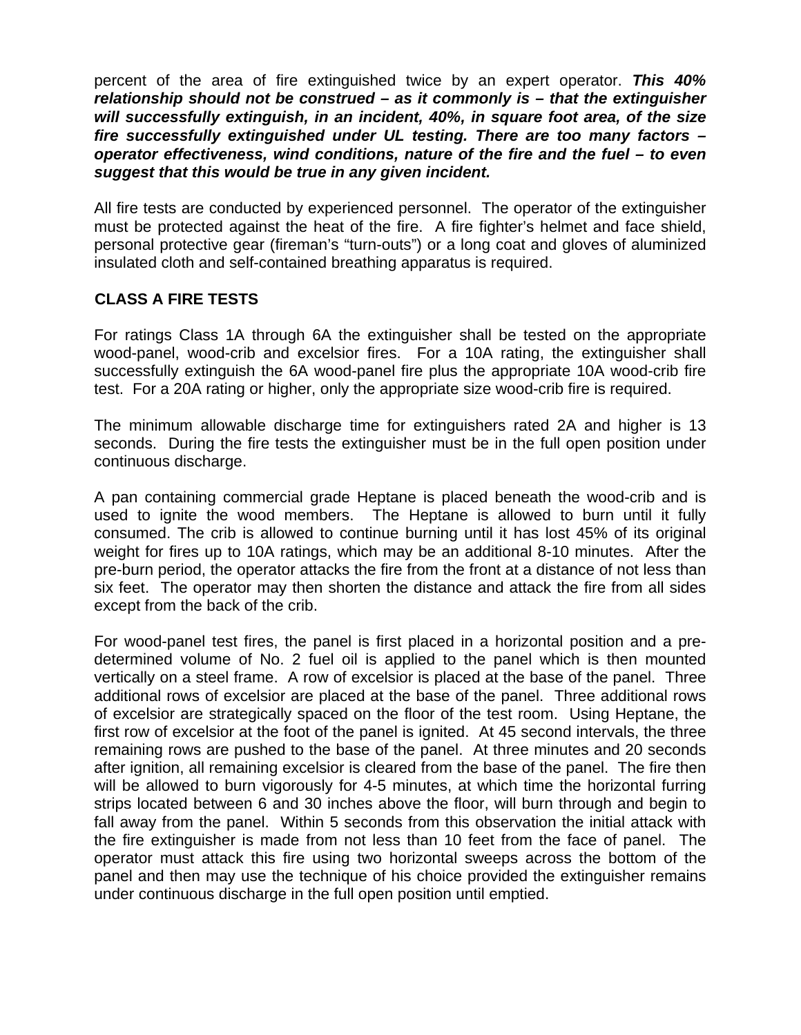percent of the area of fire extinguished twice by an expert operator. ***This 40% relationship should not be construed – as it commonly is – that the extinguisher will successfully extinguish, in an incident, 40%, in square foot area, of the size fire successfully extinguished under UL testing. There are too many factors – operator effectiveness, wind conditions, nature of the fire and the fuel – to even suggest that this would be true in any given incident.***

All fire tests are conducted by experienced personnel. The operator of the extinguisher must be protected against the heat of the fire. A fire fighter's helmet and face shield, personal protective gear (fireman's "turn-outs") or a long coat and gloves of aluminized insulated cloth and self-contained breathing apparatus is required.

## CLASS A FIRE TESTS

For ratings Class 1A through 6A the extinguisher shall be tested on the appropriate wood-panel, wood-crib and excelsior fires. For a 10A rating, the extinguisher shall successfully extinguish the 6A wood-panel fire plus the appropriate 10A wood-crib fire test. For a 20A rating or higher, only the appropriate size wood-crib fire is required.

The minimum allowable discharge time for extinguishers rated 2A and higher is 13 seconds. During the fire tests the extinguisher must be in the full open position under continuous discharge.

A pan containing commercial grade Heptane is placed beneath the wood-crib and is used to ignite the wood members. The Heptane is allowed to burn until it fully consumed. The crib is allowed to continue burning until it has lost 45% of its original weight for fires up to 10A ratings, which may be an additional 8-10 minutes. After the pre-burn period, the operator attacks the fire from the front at a distance of not less than six feet. The operator may then shorten the distance and attack the fire from all sides except from the back of the crib.

For wood-panel test fires, the panel is first placed in a horizontal position and a pre-determined volume of No. 2 fuel oil is applied to the panel which is then mounted vertically on a steel frame. A row of excelsior is placed at the base of the panel. Three additional rows of excelsior are placed at the base of the panel. Three additional rows of excelsior are strategically spaced on the floor of the test room. Using Heptane, the first row of excelsior at the foot of the panel is ignited. At 45 second intervals, the three remaining rows are pushed to the base of the panel. At three minutes and 20 seconds after ignition, all remaining excelsior is cleared from the base of the panel. The fire then will be allowed to burn vigorously for 4-5 minutes, at which time the horizontal furring strips located between 6 and 30 inches above the floor, will burn through and begin to fall away from the panel. Within 5 seconds from this observation the initial attack with the fire extinguisher is made from not less than 10 feet from the face of panel. The operator must attack this fire using two horizontal sweeps across the bottom of the panel and then may use the technique of his choice provided the extinguisher remains under continuous discharge in the full open position until emptied.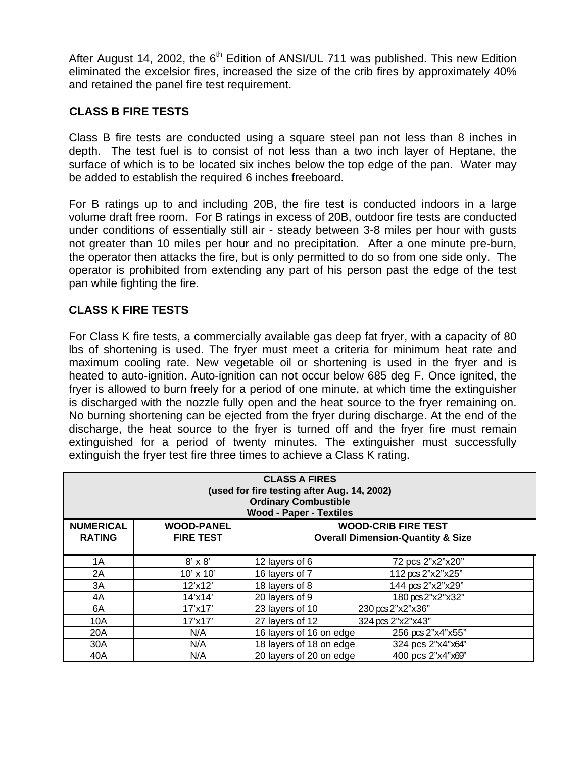After August 14, 2002, the 6th Edition of ANSI/UL 711 was published. This new Edition eliminated the excelsior fires, increased the size of the crib fires by approximately 40% and retained the panel fire test requirement.

## CLASS B FIRE TESTS

Class B fire tests are conducted using a square steel pan not less than 8 inches in depth. The test fuel is to consist of not less than a two inch layer of Heptane, the surface of which is to be located six inches below the top edge of the pan. Water may be added to establish the required 6 inches freeboard.

For B ratings up to and including 20B, the fire test is conducted indoors in a large volume draft free room. For B ratings in excess of 20B, outdoor fire tests are conducted under conditions of essentially still air - steady between 3-8 miles per hour with gusts not greater than 10 miles per hour and no precipitation. After a one minute pre-burn, the operator then attacks the fire, but is only permitted to do so from one side only. The operator is prohibited from extending any part of his person past the edge of the test pan while fighting the fire.

## CLASS K FIRE TESTS

For Class K fire tests, a commercially available gas deep fat fryer, with a capacity of 80 lbs of shortening is used. The fryer must meet a criteria for minimum heat rate and maximum cooling rate. New vegetable oil or shortening is used in the fryer and is heated to auto-ignition. Auto-ignition can not occur below 685 deg F. Once ignited, the fryer is allowed to burn freely for a period of one minute, at which time the extinguisher is discharged with the nozzle fully open and the heat source to the fryer remaining on. No burning shortening can be ejected from the fryer during discharge. At the end of the discharge, the heat source to the fryer is turned off and the fryer fire must remain extinguished for a period of twenty minutes. The extinguisher must successfully extinguish the fryer test fire three times to achieve a Class K rating.

| **CLASS A FIRES (used for fire testing after Aug. 14, 2002) Ordinary Combustible Wood - Paper - Textiles** | | | |
|---|---|---|---|
| **NUMERICAL RATING** | **WOOD-PANEL FIRE TEST** | **WOOD-CRIB FIRE TEST Overall Dimension-Quantity & Size** | |
| 1A | 8' x 8' | 12 layers of 6 | 72 pcs 2"x2"x20" |
| 2A | 10' x 10' | 16 layers of 7 | 112 pcs 2"x2"x25" |
| 3A | 12'x12' | 18 layers of 8 | 144 pcs 2"x2"x29" |
| 4A | 14'x14' | 20 layers of 9 | 180 pcs 2"x2"x32" |
| 6A | 17'x17' | 23 layers of 10 | 230 pcs 2"x2"x36" |
| 10A | 17'x17' | 27 layers of 12 | 324 pcs 2"x2"x43" |
| 20A | N/A | 16 layers of 16 on edge | 256 pcs 2"x4"x55" |
| 30A | N/A | 18 layers of 18 on edge | 324 pcs 2"x4"x64" |
| 40A | N/A | 20 layers of 20 on edge | 400 pcs 2"x4"x69" |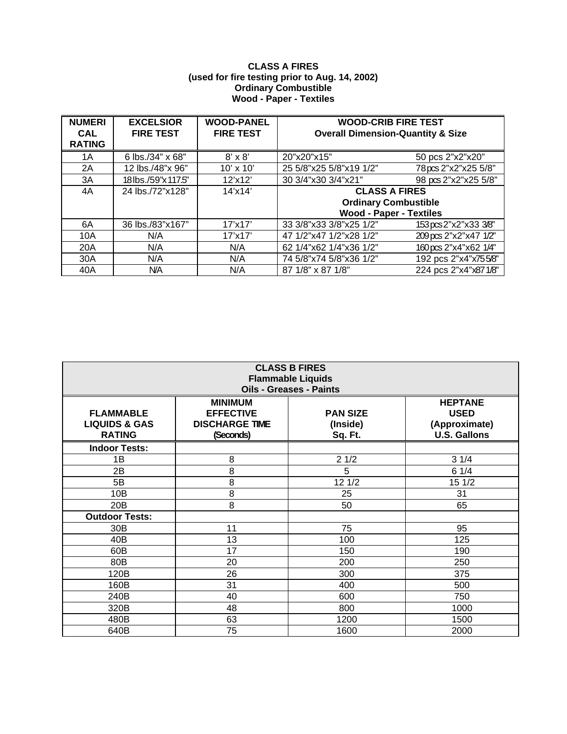**CLASS A FIRES**
**(used for fire testing prior to Aug. 14, 2002)**
**Ordinary Combustible**
**Wood - Paper - Textiles**

| NUMERICAL RATING | EXCELSIOR FIRE TEST | WOOD-PANEL FIRE TEST | WOOD-CRIB FIRE TEST Overall Dimension-Quantity & Size | |
|---|---|---|---|---|
| 1A | 6 lbs./34" x 68" | 8' x 8' | 20"x20"x15" | 50 pcs 2"x2"x20" |
| 2A | 12 lbs./48"x 96" | 10' x 10' | 25 5/8"x25 5/8"x19 1/2" | 78 pcs 2"x2"x25 5/8" |
| 3A | 18 lbs./59"x 117.5" | 12'x12' | 30 3/4"x30 3/4"x21" | 98 pcs 2"x2"x25 5/8" |
| 4A | 24 lbs./72"x128" | 14'x14' | **CLASS A FIRES Ordinary Combustible Wood - Paper - Textiles** | |
| 6A | 36 lbs./83"x167" | 17'x17' | 33 3/8"x33 3/8"x25 1/2" | 153 pcs 2"x2"x33 3/8" |
| 10A | N/A | 17'x17' | 47 1/2"x47 1/2"x28 1/2" | 209 pcs 2"x2"x47 1/2" |
| 20A | N/A | N/A | 62 1/4"x62 1/4"x36 1/2" | 160 pcs 2"x4"x62 1/4" |
| 30A | N/A | N/A | 74 5/8"x74 5/8"x36 1/2" | 192 pcs 2"x4"x75 5/8" |
| 40A | N/A | N/A | 87 1/8" x 87 1/8" | 224 pcs 2"x4"x87 1/8" |

**CLASS B FIRES**
**Flammable Liquids**
**Oils - Greases - Paints**

| FLAMMABLE LIQUIDS & GAS RATING | MINIMUM EFFECTIVE DISCHARGE TIME (Seconds) | PAN SIZE (Inside) Sq. Ft. | HEPTANE USED (Approximate) U.S. Gallons |
|---|---|---|---|
| **Indoor Tests:** | | | |
| 1B | 8 | 2 1/2 | 3 1/4 |
| 2B | 8 | 5 | 6 1/4 |
| 5B | 8 | 12 1/2 | 15 1/2 |
| 10B | 8 | 25 | 31 |
| 20B | 8 | 50 | 65 |
| **Outdoor Tests:** | | | |
| 30B | 11 | 75 | 95 |
| 40B | 13 | 100 | 125 |
| 60B | 17 | 150 | 190 |
| 80B | 20 | 200 | 250 |
| 120B | 26 | 300 | 375 |
| 160B | 31 | 400 | 500 |
| 240B | 40 | 600 | 750 |
| 320B | 48 | 800 | 1000 |
| 480B | 63 | 1200 | 1500 |
| 640B | 75 | 1600 | 2000 |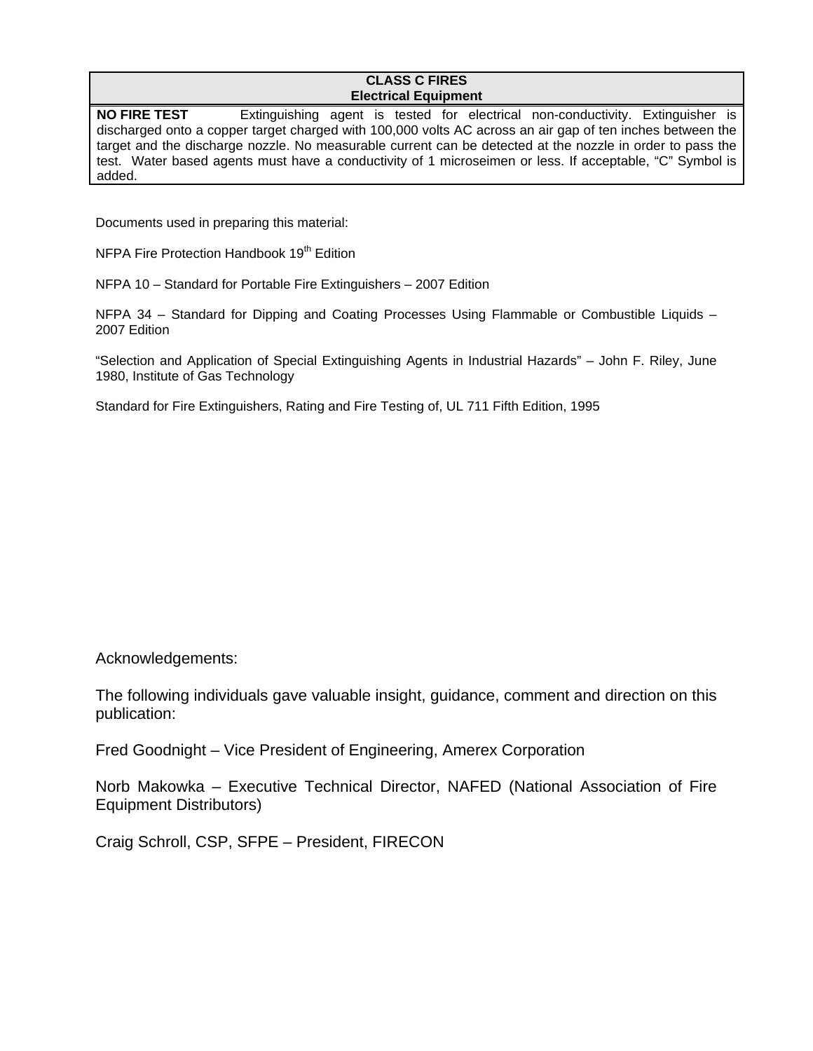| CLASS C FIRES<br>Electrical Equipment |
|---|
| **NO FIRE TEST** Extinguishing agent is tested for electrical non-conductivity. Extinguisher is discharged onto a copper target charged with 100,000 volts AC across an air gap of ten inches between the target and the discharge nozzle. No measurable current can be detected at the nozzle in order to pass the test. Water based agents must have a conductivity of 1 microseimen or less. If acceptable, "C" Symbol is added. |

Documents used in preparing this material:

NFPA Fire Protection Handbook 19th Edition

NFPA 10 – Standard for Portable Fire Extinguishers – 2007 Edition

NFPA 34 – Standard for Dipping and Coating Processes Using Flammable or Combustible Liquids – 2007 Edition

"Selection and Application of Special Extinguishing Agents in Industrial Hazards" – John F. Riley, June 1980, Institute of Gas Technology

Standard for Fire Extinguishers, Rating and Fire Testing of, UL 711 Fifth Edition, 1995

Acknowledgements:

The following individuals gave valuable insight, guidance, comment and direction on this publication:

Fred Goodnight – Vice President of Engineering, Amerex Corporation

Norb Makowka – Executive Technical Director, NAFED (National Association of Fire Equipment Distributors)

Craig Schroll, CSP, SFPE – President, FIRECON